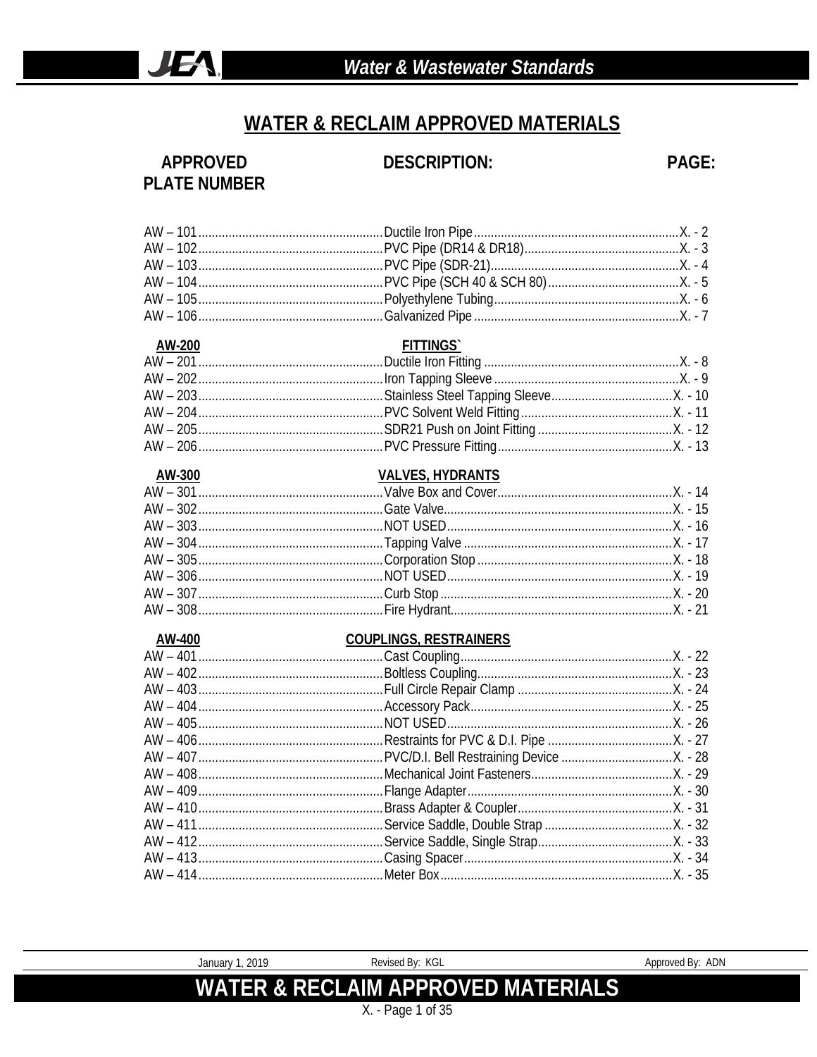# WATER & RECLAIM APPROVED MATERIALS

| APPROVED PLATE NUMBER | DESCRIPTION: | PAGE: |
|---|---|---|
| AW – 101 | Ductile Iron Pipe | X. - 2 |
| AW – 102 | PVC Pipe (DR14 & DR18) | X. - 3 |
| AW – 103 | PVC Pipe (SDR-21) | X. - 4 |
| AW – 104 | PVC Pipe (SCH 40 & SCH 80) | X. - 5 |
| AW – 105 | Polyethylene Tubing | X. - 6 |
| AW – 106 | Galvanized Pipe | X. - 7 |
| **AW-200** | **FITTINGS`** | |
| AW – 201 | Ductile Iron Fitting | X. - 8 |
| AW – 202 | Iron Tapping Sleeve | X. - 9 |
| AW – 203 | Stainless Steel Tapping Sleeve | X. - 10 |
| AW – 204 | PVC Solvent Weld Fitting | X. - 11 |
| AW – 205 | SDR21 Push on Joint Fitting | X. - 12 |
| AW – 206 | PVC Pressure Fitting | X. - 13 |
| **AW-300** | **VALVES, HYDRANTS** | |
| AW – 301 | Valve Box and Cover | X. - 14 |
| AW – 302 | Gate Valve | X. - 15 |
| AW – 303 | NOT USED | X. - 16 |
| AW – 304 | Tapping Valve | X. - 17 |
| AW – 305 | Corporation Stop | X. - 18 |
| AW – 306 | NOT USED | X. - 19 |
| AW – 307 | Curb Stop | X. - 20 |
| AW – 308 | Fire Hydrant | X. - 21 |
| **AW-400** | **COUPLINGS, RESTRAINERS** | |
| AW – 401 | Cast Coupling | X. - 22 |
| AW – 402 | Boltless Coupling | X. - 23 |
| AW – 403 | Full Circle Repair Clamp | X. - 24 |
| AW – 404 | Accessory Pack | X. - 25 |
| AW – 405 | NOT USED | X. - 26 |
| AW – 406 | Restraints for PVC & D.I. Pipe | X. - 27 |
| AW – 407 | PVC/D.I. Bell Restraining Device | X. - 28 |
| AW – 408 | Mechanical Joint Fasteners | X. - 29 |
| AW – 409 | Flange Adapter | X. - 30 |
| AW – 410 | Brass Adapter & Coupler | X. - 31 |
| AW – 411 | Service Saddle, Double Strap | X. - 32 |
| AW – 412 | Service Saddle, Single Strap | X. - 33 |
| AW – 413 | Casing Spacer | X. - 34 |
| AW – 414 | Meter Box | X. - 35 |

January 1, 2019 Revised By: KGL Approved By: ADN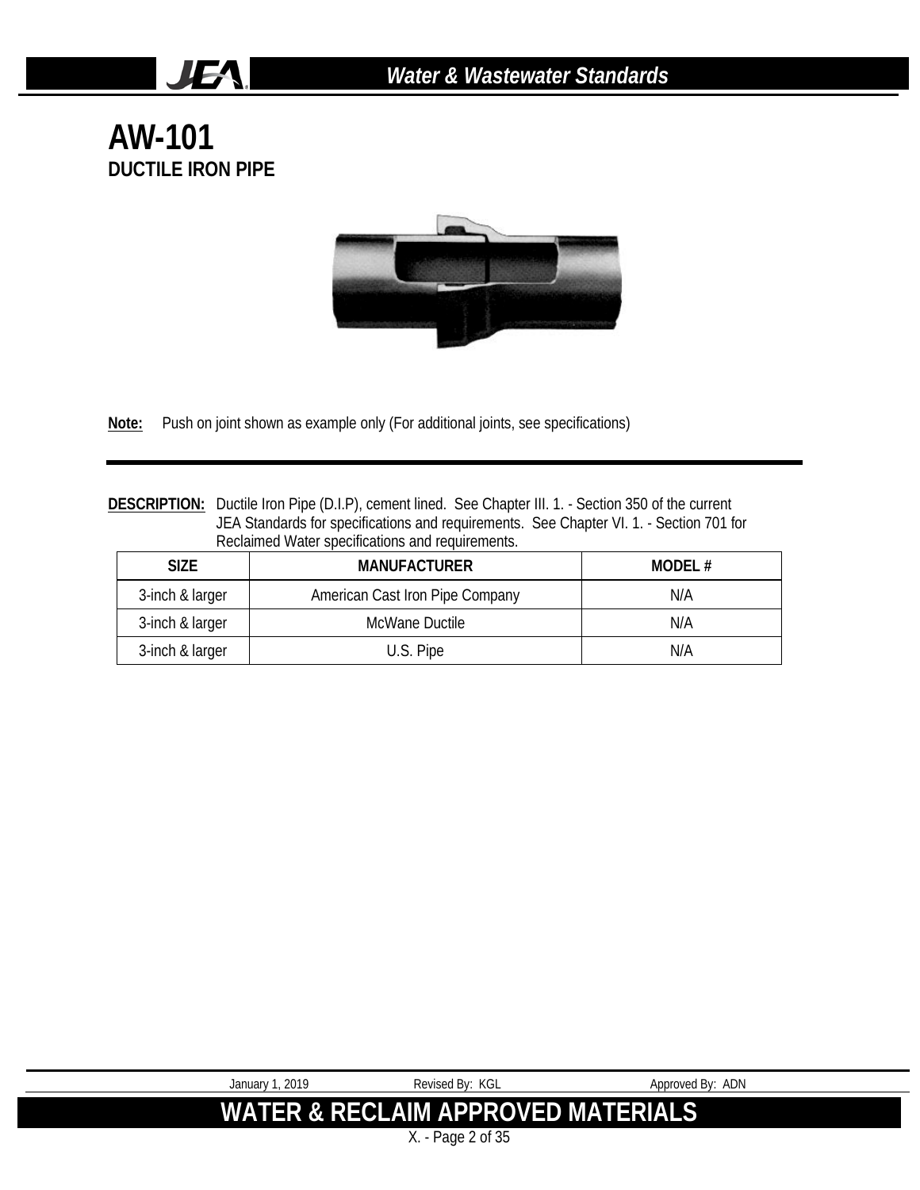# AW-101

## DUCTILE IRON PIPE

**Note:** Push on joint shown as example only (For additional joints, see specifications)

**DESCRIPTION:** Ductile Iron Pipe (D.I.P), cement lined. See Chapter III. 1. - Section 350 of the current JEA Standards for specifications and requirements. See Chapter VI. 1. - Section 701 for Reclaimed Water specifications and requirements.

| SIZE | MANUFACTURER | MODEL # |
| --- | --- | --- |
| 3-inch & larger | American Cast Iron Pipe Company | N/A |
| 3-inch & larger | McWane Ductile | N/A |
| 3-inch & larger | U.S. Pipe | N/A |

January 1, 2019 Revised By: KGL Approved By: ADN

**WATER & RECLAIM APPROVED MATERIALS**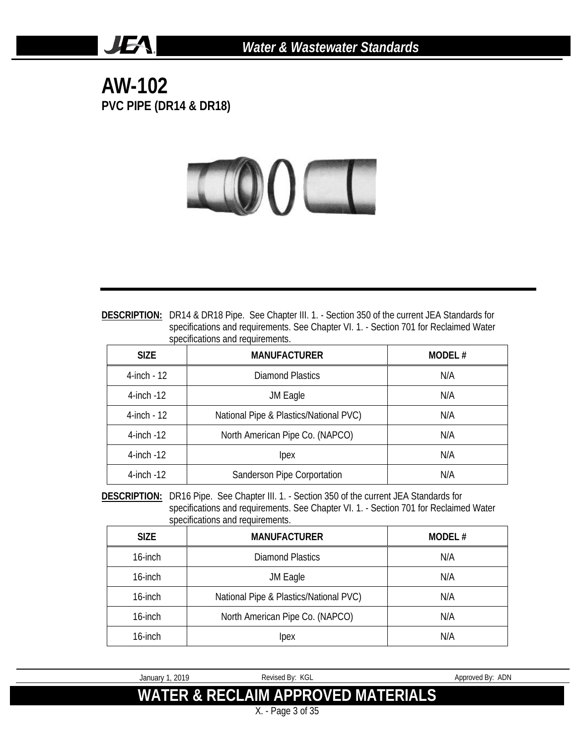# AW-102

## PVC PIPE (DR14 & DR18)

**DESCRIPTION:** DR14 & DR18 Pipe. See Chapter III. 1. - Section 350 of the current JEA Standards for specifications and requirements. See Chapter VI. 1. - Section 701 for Reclaimed Water specifications and requirements.

| SIZE | MANUFACTURER | MODEL # |
|---|---|---|
| 4-inch - 12 | Diamond Plastics | N/A |
| 4-inch -12 | JM Eagle | N/A |
| 4-inch - 12 | National Pipe & Plastics/National PVC) | N/A |
| 4-inch -12 | North American Pipe Co. (NAPCO) | N/A |
| 4-inch -12 | Ipex | N/A |
| 4-inch -12 | Sanderson Pipe Corportation | N/A |

**DESCRIPTION:** DR16 Pipe. See Chapter III. 1. - Section 350 of the current JEA Standards for specifications and requirements. See Chapter VI. 1. - Section 701 for Reclaimed Water specifications and requirements.

| SIZE | MANUFACTURER | MODEL # |
|---|---|---|
| 16-inch | Diamond Plastics | N/A |
| 16-inch | JM Eagle | N/A |
| 16-inch | National Pipe & Plastics/National PVC) | N/A |
| 16-inch | North American Pipe Co. (NAPCO) | N/A |
| 16-inch | Ipex | N/A |

January 1, 2019 Revised By: KGL Approved By: ADN

WATER & RECLAIM APPROVED MATERIALS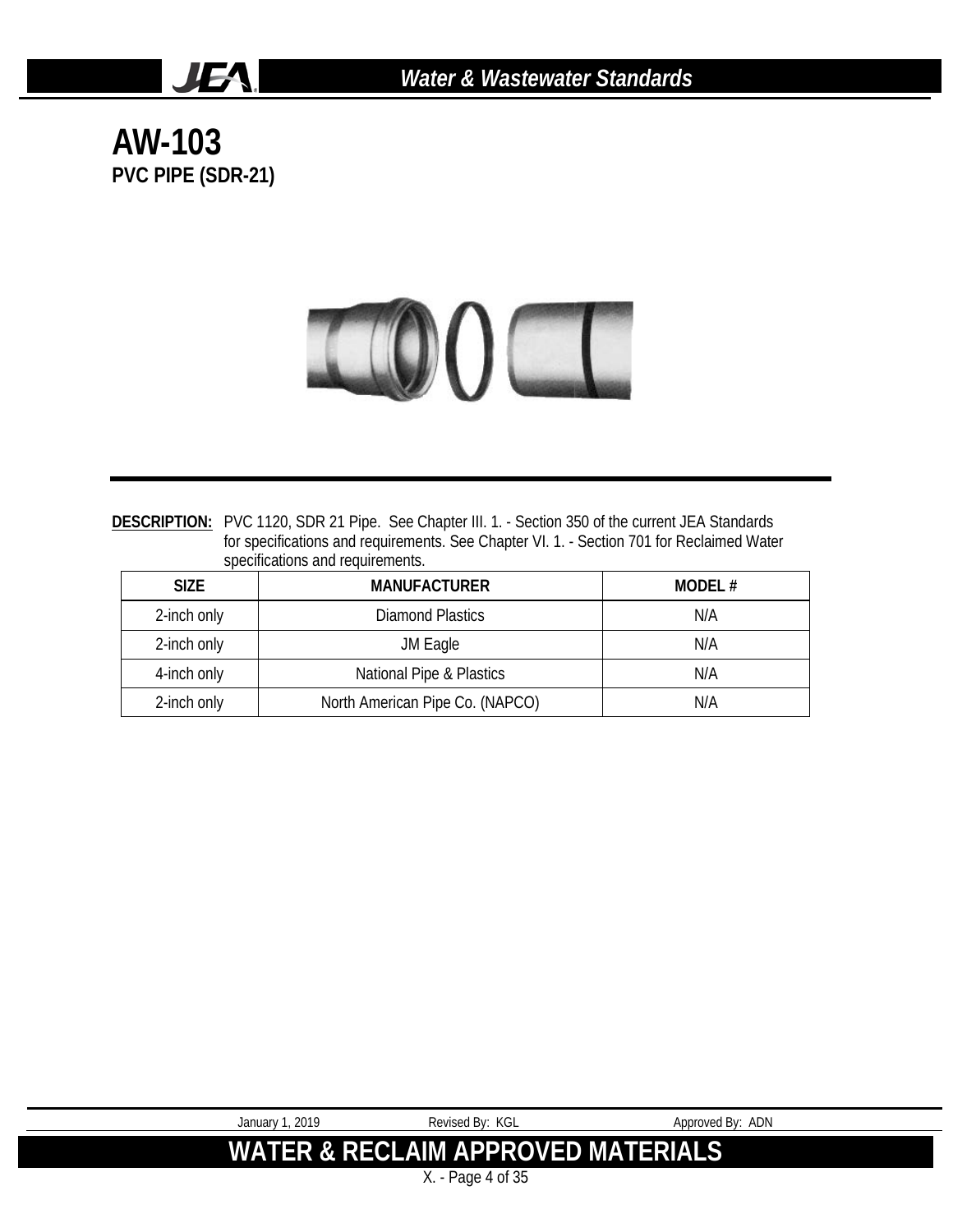# AW-103

## PVC PIPE (SDR-21)

**DESCRIPTION:** PVC 1120, SDR 21 Pipe. See Chapter III. 1. - Section 350 of the current JEA Standards for specifications and requirements. See Chapter VI. 1. - Section 701 for Reclaimed Water specifications and requirements.

| SIZE | MANUFACTURER | MODEL # |
|---|---|---|
| 2-inch only | Diamond Plastics | N/A |
| 2-inch only | JM Eagle | N/A |
| 4-inch only | National Pipe & Plastics | N/A |
| 2-inch only | North American Pipe Co. (NAPCO) | N/A |

January 1, 2019 Revised By: KGL Approved By: ADN

**WATER & RECLAIM APPROVED MATERIALS**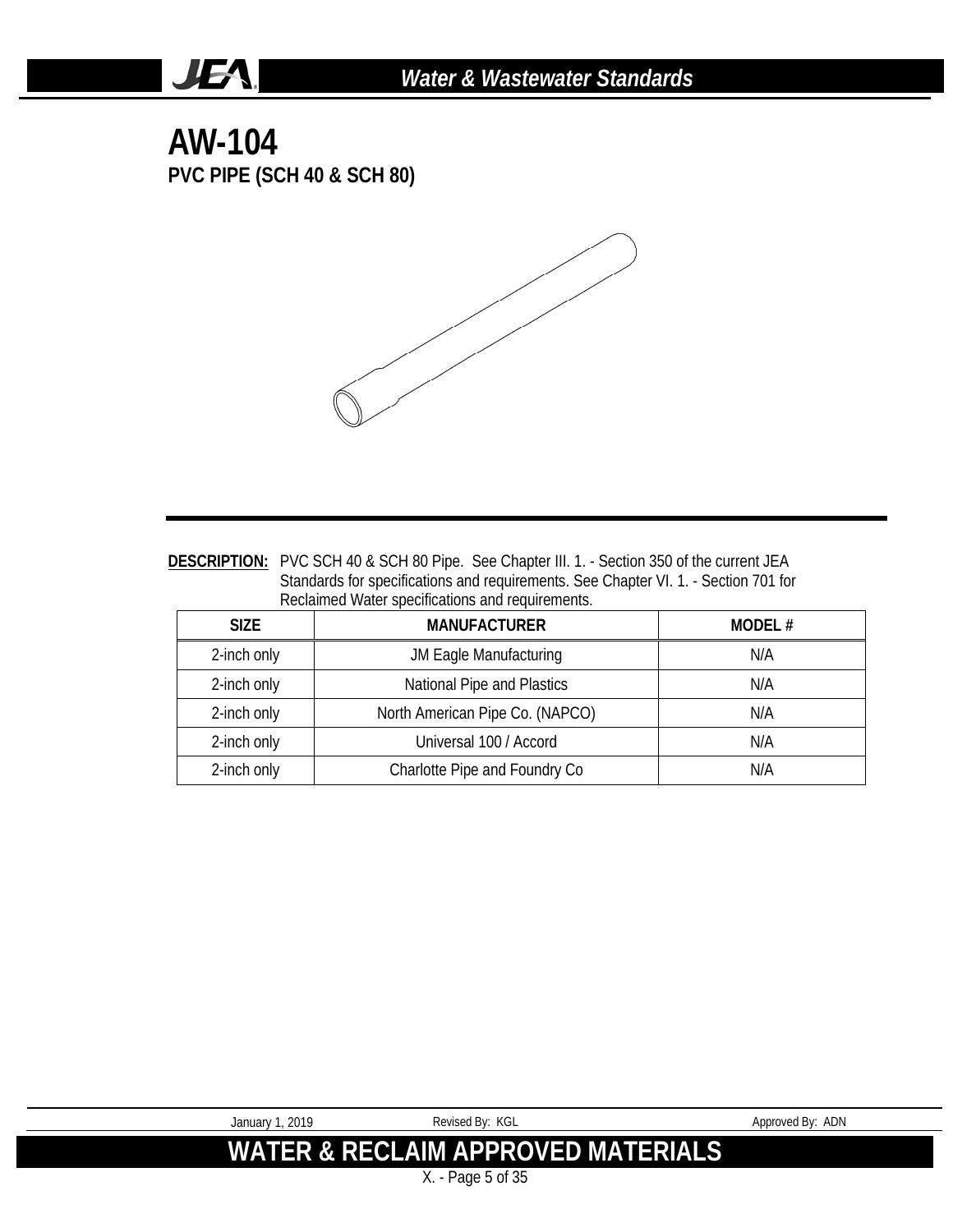# AW-104

## PVC PIPE (SCH 40 & SCH 80)

**DESCRIPTION:** PVC SCH 40 & SCH 80 Pipe. See Chapter III. 1. - Section 350 of the current JEA Standards for specifications and requirements. See Chapter VI. 1. - Section 701 for Reclaimed Water specifications and requirements.

| SIZE | MANUFACTURER | MODEL # |
|---|---|---|
| 2-inch only | JM Eagle Manufacturing | N/A |
| 2-inch only | National Pipe and Plastics | N/A |
| 2-inch only | North American Pipe Co. (NAPCO) | N/A |
| 2-inch only | Universal 100 / Accord | N/A |
| 2-inch only | Charlotte Pipe and Foundry Co | N/A |

January 1, 2019 Revised By: KGL Approved By: ADN

**WATER & RECLAIM APPROVED MATERIALS**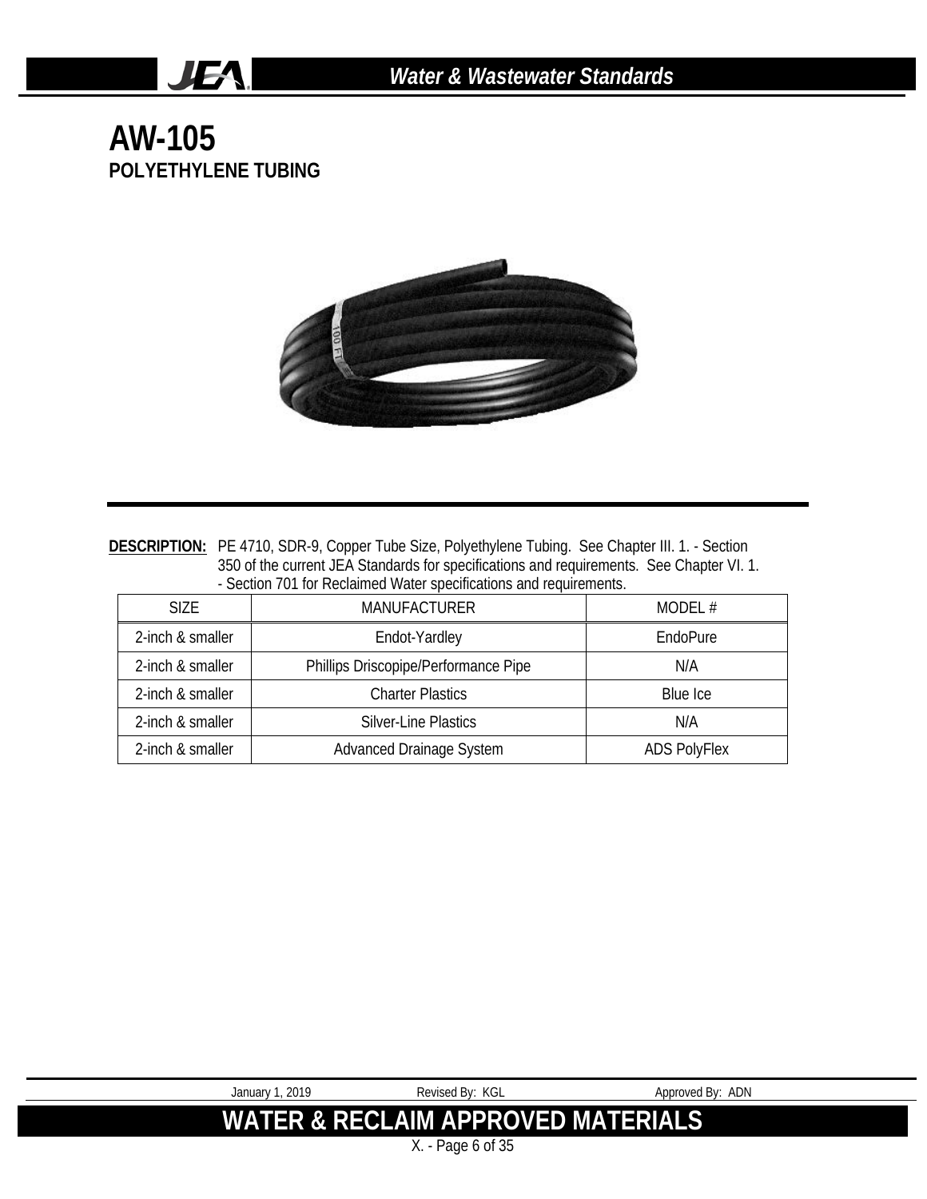# AW-105

## POLYETHYLENE TUBING

**DESCRIPTION:** PE 4710, SDR-9, Copper Tube Size, Polyethylene Tubing. See Chapter III. 1. - Section 350 of the current JEA Standards for specifications and requirements. See Chapter VI. 1. - Section 701 for Reclaimed Water specifications and requirements.

| SIZE | MANUFACTURER | MODEL # |
|---|---|---|
| 2-inch & smaller | Endot-Yardley | EndoPure |
| 2-inch & smaller | Phillips Driscopipe/Performance Pipe | N/A |
| 2-inch & smaller | Charter Plastics | Blue Ice |
| 2-inch & smaller | Silver-Line Plastics | N/A |
| 2-inch & smaller | Advanced Drainage System | ADS PolyFlex |

January 1, 2019 Revised By: KGL Approved By: ADN

**WATER & RECLAIM APPROVED MATERIALS**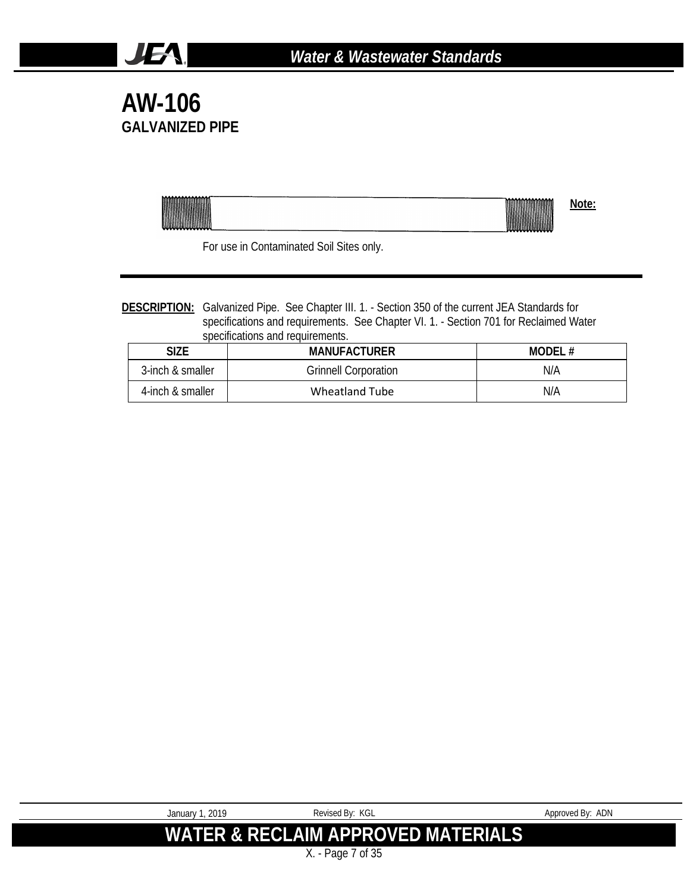# AW-106

## GALVANIZED PIPE

**Note:**

For use in Contaminated Soil Sites only.

**DESCRIPTION:** Galvanized Pipe. See Chapter III. 1. - Section 350 of the current JEA Standards for specifications and requirements. See Chapter VI. 1. - Section 701 for Reclaimed Water specifications and requirements.

| SIZE | MANUFACTURER | MODEL # |
|---|---|---|
| 3-inch & smaller | Grinnell Corporation | N/A |
| 4-inch & smaller | Wheatland Tube | N/A |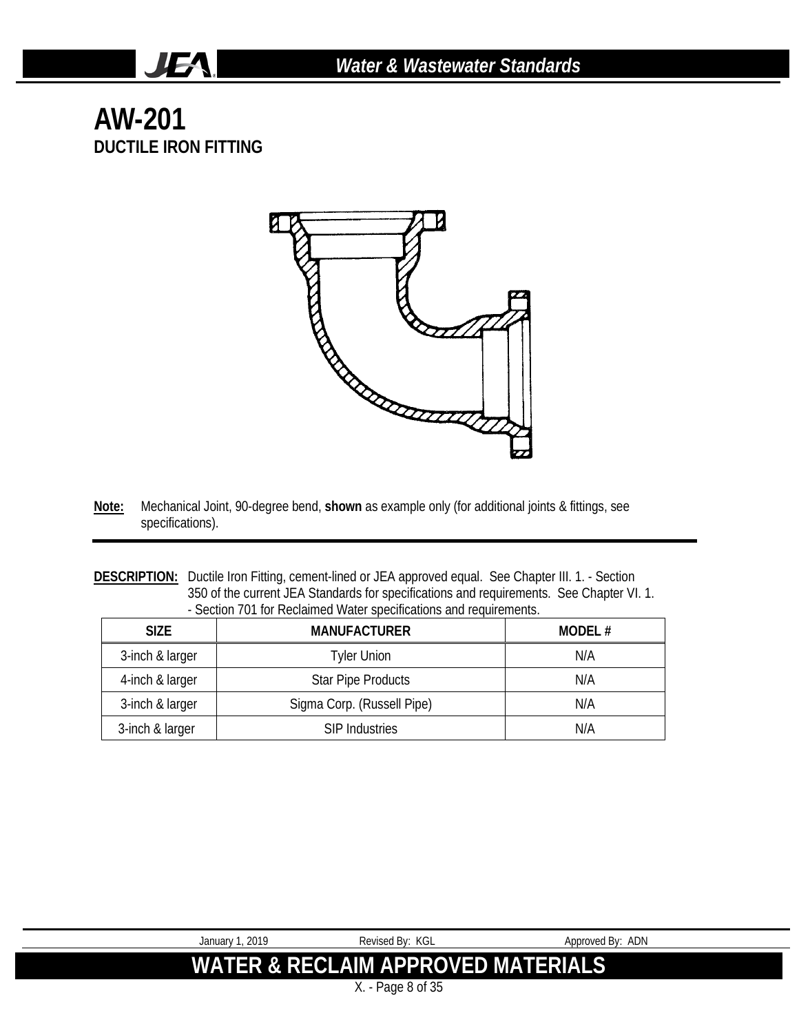# AW-201

## DUCTILE IRON FITTING

**Note:** Mechanical Joint, 90-degree bend, **shown** as example only (for additional joints & fittings, see specifications).

**DESCRIPTION:** Ductile Iron Fitting, cement-lined or JEA approved equal. See Chapter III. 1. - Section 350 of the current JEA Standards for specifications and requirements. See Chapter VI. 1. - Section 701 for Reclaimed Water specifications and requirements.

| SIZE | MANUFACTURER | MODEL # |
| --- | --- | --- |
| 3-inch & larger | Tyler Union | N/A |
| 4-inch & larger | Star Pipe Products | N/A |
| 3-inch & larger | Sigma Corp. (Russell Pipe) | N/A |
| 3-inch & larger | SIP Industries | N/A |

January 1, 2019 Revised By: KGL Approved By: ADN

**WATER & RECLAIM APPROVED MATERIALS**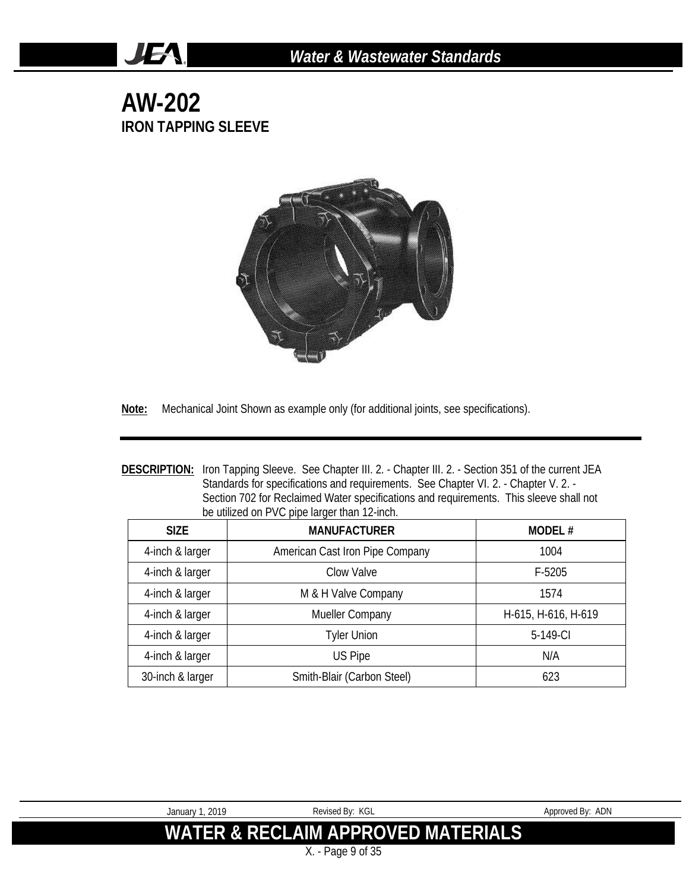# AW-202

## IRON TAPPING SLEEVE

**Note:** Mechanical Joint Shown as example only (for additional joints, see specifications).

**DESCRIPTION:** Iron Tapping Sleeve. See Chapter III. 2. - Chapter III. 2. - Section 351 of the current JEA Standards for specifications and requirements. See Chapter VI. 2. - Chapter V. 2. - Section 702 for Reclaimed Water specifications and requirements. This sleeve shall not be utilized on PVC pipe larger than 12-inch.

| SIZE | MANUFACTURER | MODEL # |
|---|---|---|
| 4-inch & larger | American Cast Iron Pipe Company | 1004 |
| 4-inch & larger | Clow Valve | F-5205 |
| 4-inch & larger | M & H Valve Company | 1574 |
| 4-inch & larger | Mueller Company | H-615, H-616, H-619 |
| 4-inch & larger | Tyler Union | 5-149-CI |
| 4-inch & larger | US Pipe | N/A |
| 30-inch & larger | Smith-Blair (Carbon Steel) | 623 |

January 1, 2019 | Revised By: KGL | Approved By: ADN

**WATER & RECLAIM APPROVED MATERIALS**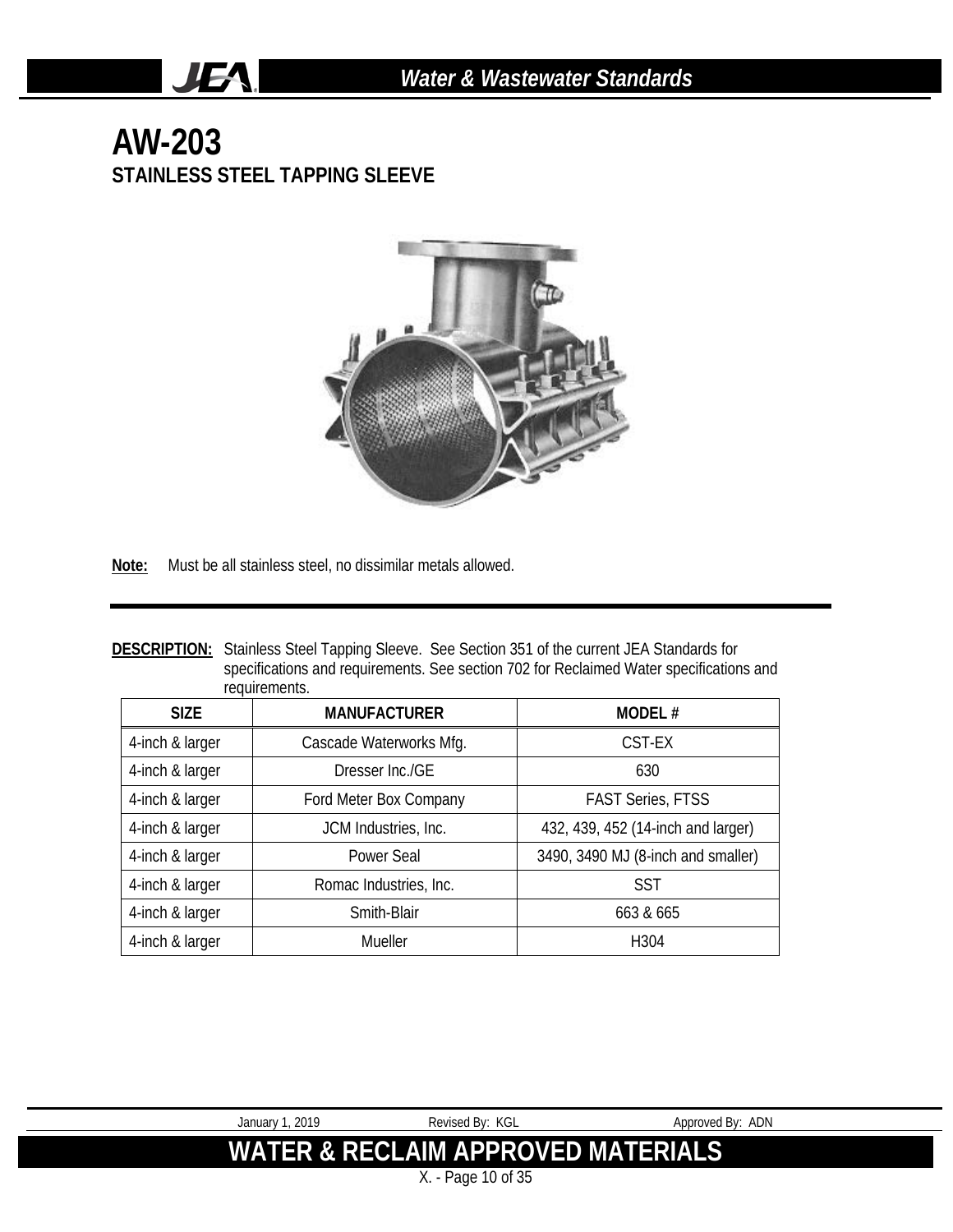# AW-203

## STAINLESS STEEL TAPPING SLEEVE

**Note:** Must be all stainless steel, no dissimilar metals allowed.

**DESCRIPTION:** Stainless Steel Tapping Sleeve. See Section 351 of the current JEA Standards for specifications and requirements. See section 702 for Reclaimed Water specifications and requirements.

| SIZE | MANUFACTURER | MODEL # |
|---|---|---|
| 4-inch & larger | Cascade Waterworks Mfg. | CST-EX |
| 4-inch & larger | Dresser Inc./GE | 630 |
| 4-inch & larger | Ford Meter Box Company | FAST Series, FTSS |
| 4-inch & larger | JCM Industries, Inc. | 432, 439, 452 (14-inch and larger) |
| 4-inch & larger | Power Seal | 3490, 3490 MJ (8-inch and smaller) |
| 4-inch & larger | Romac Industries, Inc. | SST |
| 4-inch & larger | Smith-Blair | 663 & 665 |
| 4-inch & larger | Mueller | H304 |

January 1, 2019 | Revised By: KGL | Approved By: ADN

**WATER & RECLAIM APPROVED MATERIALS**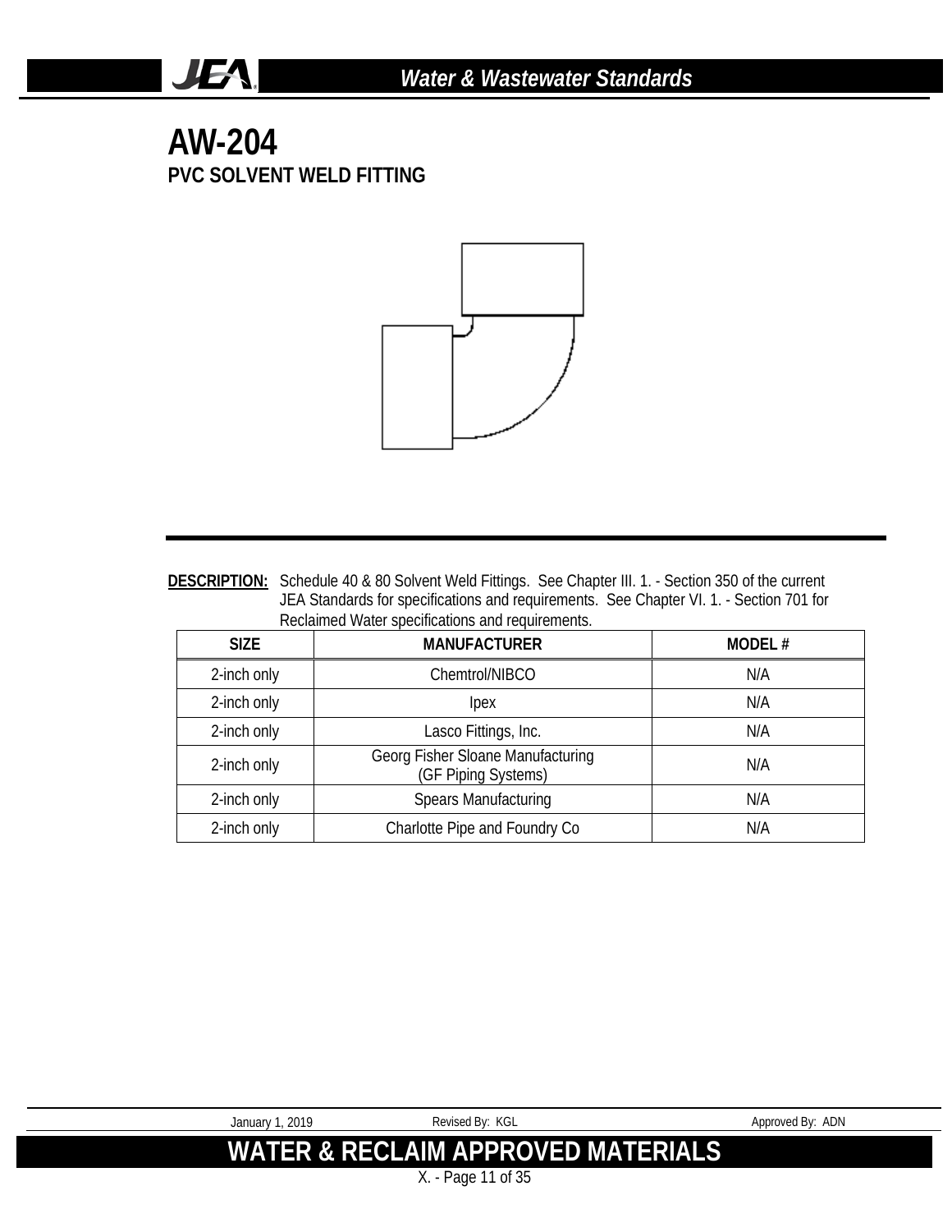# AW-204

## PVC SOLVENT WELD FITTING

**DESCRIPTION:** Schedule 40 & 80 Solvent Weld Fittings. See Chapter III. 1. - Section 350 of the current JEA Standards for specifications and requirements. See Chapter VI. 1. - Section 701 for Reclaimed Water specifications and requirements.

| SIZE | MANUFACTURER | MODEL # |
|---|---|---|
| 2-inch only | Chemtrol/NIBCO | N/A |
| 2-inch only | Ipex | N/A |
| 2-inch only | Lasco Fittings, Inc. | N/A |
| 2-inch only | Georg Fisher Sloane Manufacturing (GF Piping Systems) | N/A |
| 2-inch only | Spears Manufacturing | N/A |
| 2-inch only | Charlotte Pipe and Foundry Co | N/A |

January 1, 2019 Revised By: KGL Approved By: ADN

WATER & RECLAIM APPROVED MATERIALS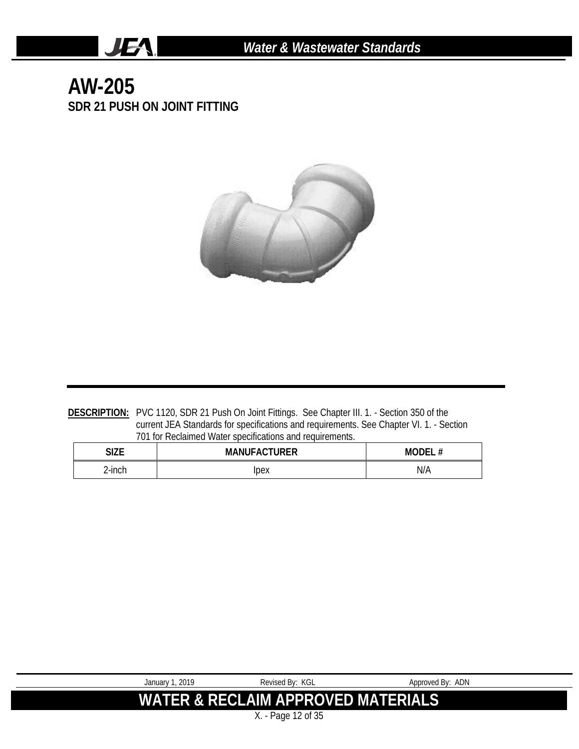# AW-205

## SDR 21 PUSH ON JOINT FITTING

**DESCRIPTION:** PVC 1120, SDR 21 Push On Joint Fittings. See Chapter III. 1. - Section 350 of the current JEA Standards for specifications and requirements. See Chapter VI. 1. - Section 701 for Reclaimed Water specifications and requirements.

| SIZE | MANUFACTURER | MODEL # |
|---|---|---|
| 2-inch | Ipex | N/A |

January 1, 2019 Revised By: KGL Approved By: ADN

WATER & RECLAIM APPROVED MATERIALS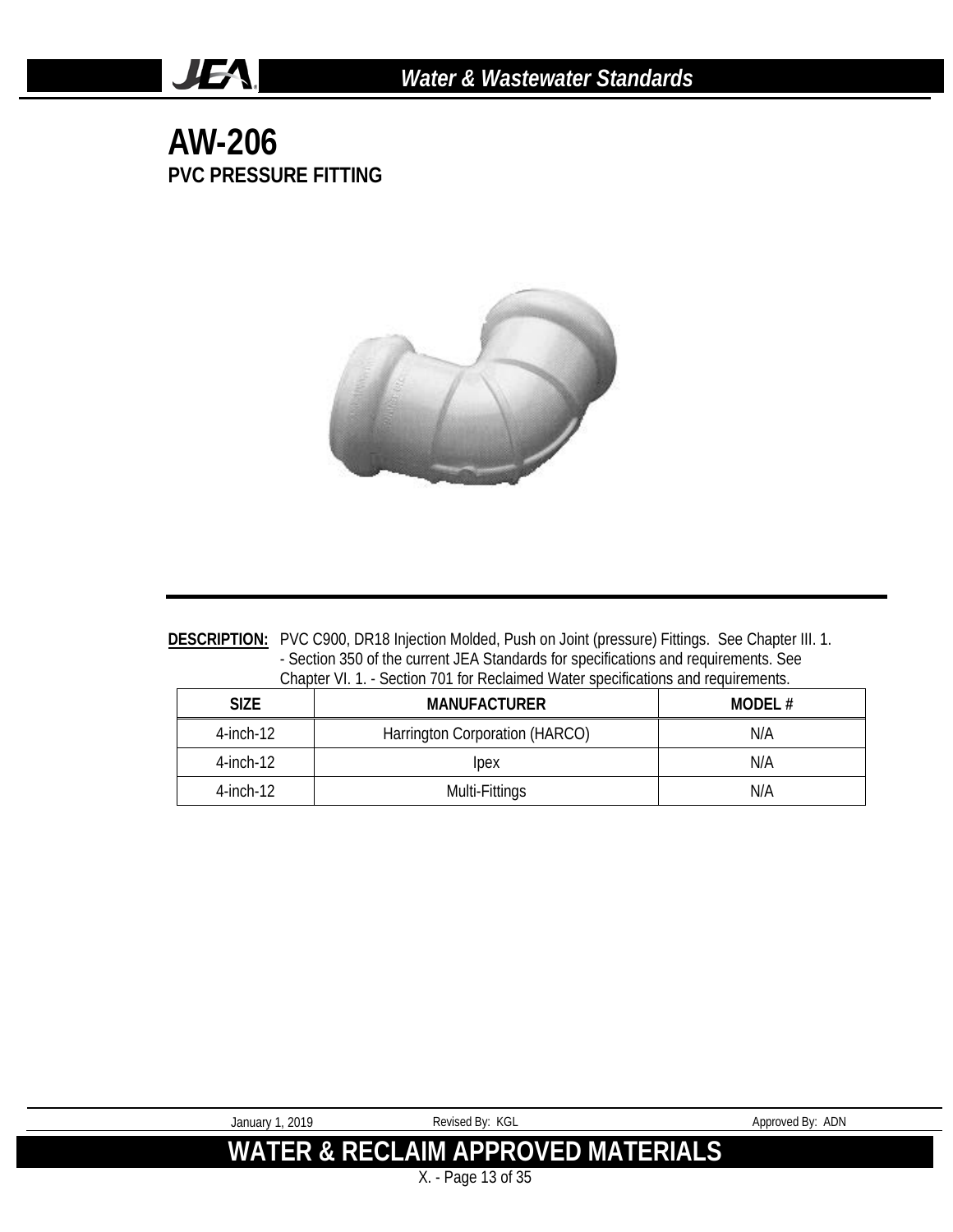# AW-206

## PVC PRESSURE FITTING

**DESCRIPTION:** PVC C900, DR18 Injection Molded, Push on Joint (pressure) Fittings. See Chapter III. 1. - Section 350 of the current JEA Standards for specifications and requirements. See Chapter VI. 1. - Section 701 for Reclaimed Water specifications and requirements.

| SIZE | MANUFACTURER | MODEL # |
|---|---|---|
| 4-inch-12 | Harrington Corporation (HARCO) | N/A |
| 4-inch-12 | Ipex | N/A |
| 4-inch-12 | Multi-Fittings | N/A |

January 1, 2019 Revised By: KGL Approved By: ADN

**WATER & RECLAIM APPROVED MATERIALS**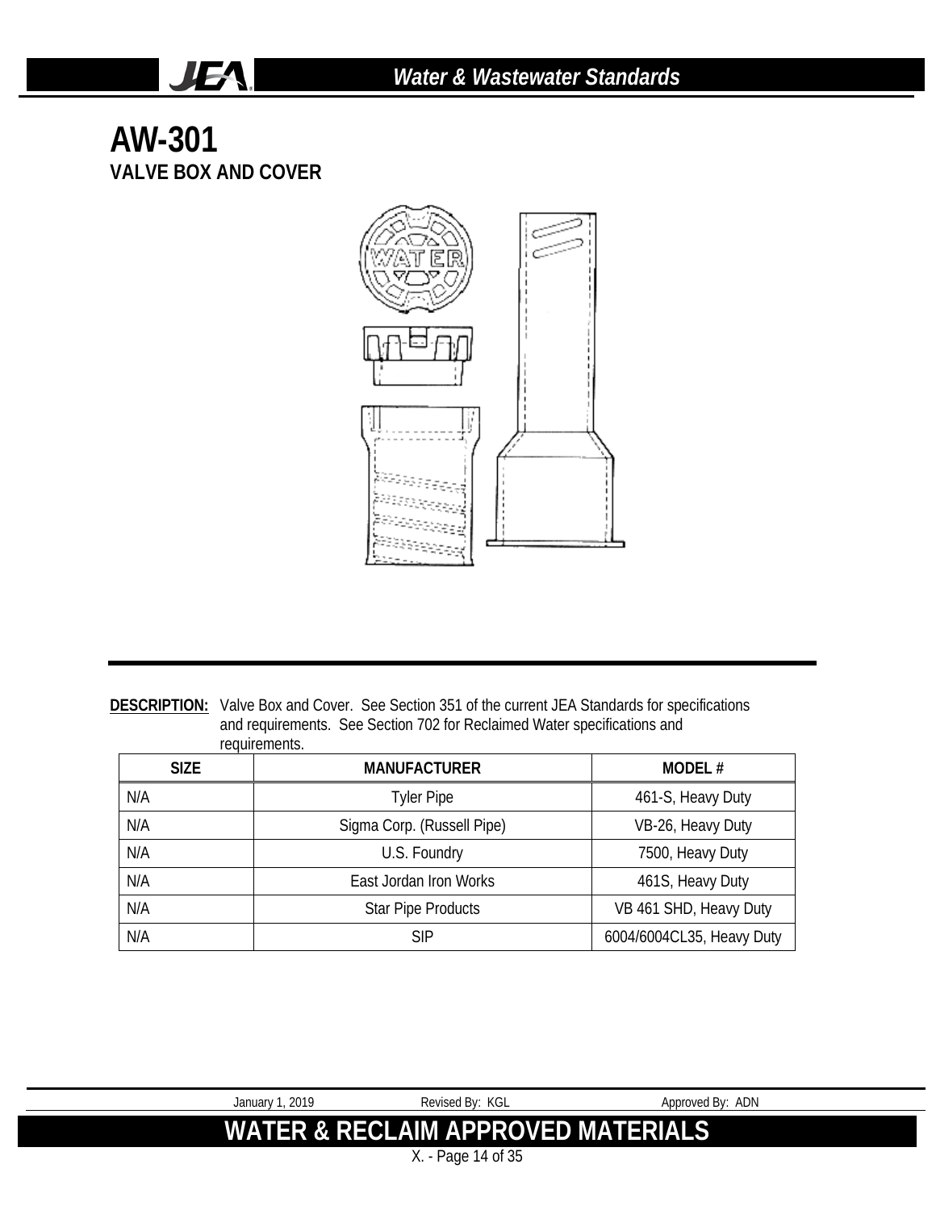# AW-301

## VALVE BOX AND COVER

**DESCRIPTION:** Valve Box and Cover. See Section 351 of the current JEA Standards for specifications and requirements. See Section 702 for Reclaimed Water specifications and requirements.

| SIZE | MANUFACTURER | MODEL # |
|---|---|---|
| N/A | Tyler Pipe | 461-S, Heavy Duty |
| N/A | Sigma Corp. (Russell Pipe) | VB-26, Heavy Duty |
| N/A | U.S. Foundry | 7500, Heavy Duty |
| N/A | East Jordan Iron Works | 461S, Heavy Duty |
| N/A | Star Pipe Products | VB 461 SHD, Heavy Duty |
| N/A | SIP | 6004/6004CL35, Heavy Duty |

January 1, 2019 Revised By: KGL Approved By: ADN

**WATER & RECLAIM APPROVED MATERIALS**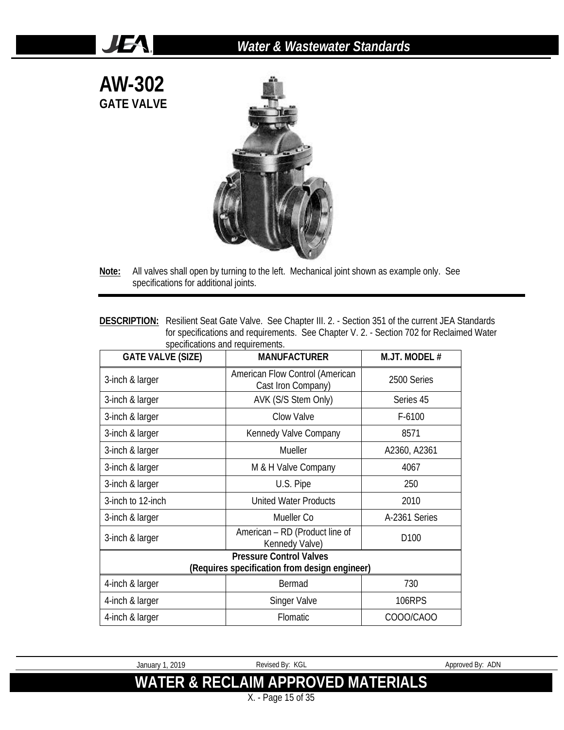# AW-302

## GATE VALVE

**Note:** All valves shall open by turning to the left. Mechanical joint shown as example only. See specifications for additional joints.

**DESCRIPTION:** Resilient Seat Gate Valve. See Chapter III. 2. - Section 351 of the current JEA Standards for specifications and requirements. See Chapter V. 2. - Section 702 for Reclaimed Water specifications and requirements.

| GATE VALVE (SIZE) | MANUFACTURER | M.JT. MODEL # |
|---|---|---|
| 3-inch & larger | American Flow Control (American Cast Iron Company) | 2500 Series |
| 3-inch & larger | AVK (S/S Stem Only) | Series 45 |
| 3-inch & larger | Clow Valve | F-6100 |
| 3-inch & larger | Kennedy Valve Company | 8571 |
| 3-inch & larger | Mueller | A2360, A2361 |
| 3-inch & larger | M & H Valve Company | 4067 |
| 3-inch & larger | U.S. Pipe | 250 |
| 3-inch to 12-inch | United Water Products | 2010 |
| 3-inch & larger | Mueller Co | A-2361 Series |
| 3-inch & larger | American – RD (Product line of Kennedy Valve) | D100 |
| **Pressure Control Valves (Requires specification from design engineer)** | | |
| 4-inch & larger | Bermad | 730 |
| 4-inch & larger | Singer Valve | 106RPS |
| 4-inch & larger | Flomatic | COOO/CAOO |

January 1, 2019 Revised By: KGL Approved By: ADN

**WATER & RECLAIM APPROVED MATERIALS**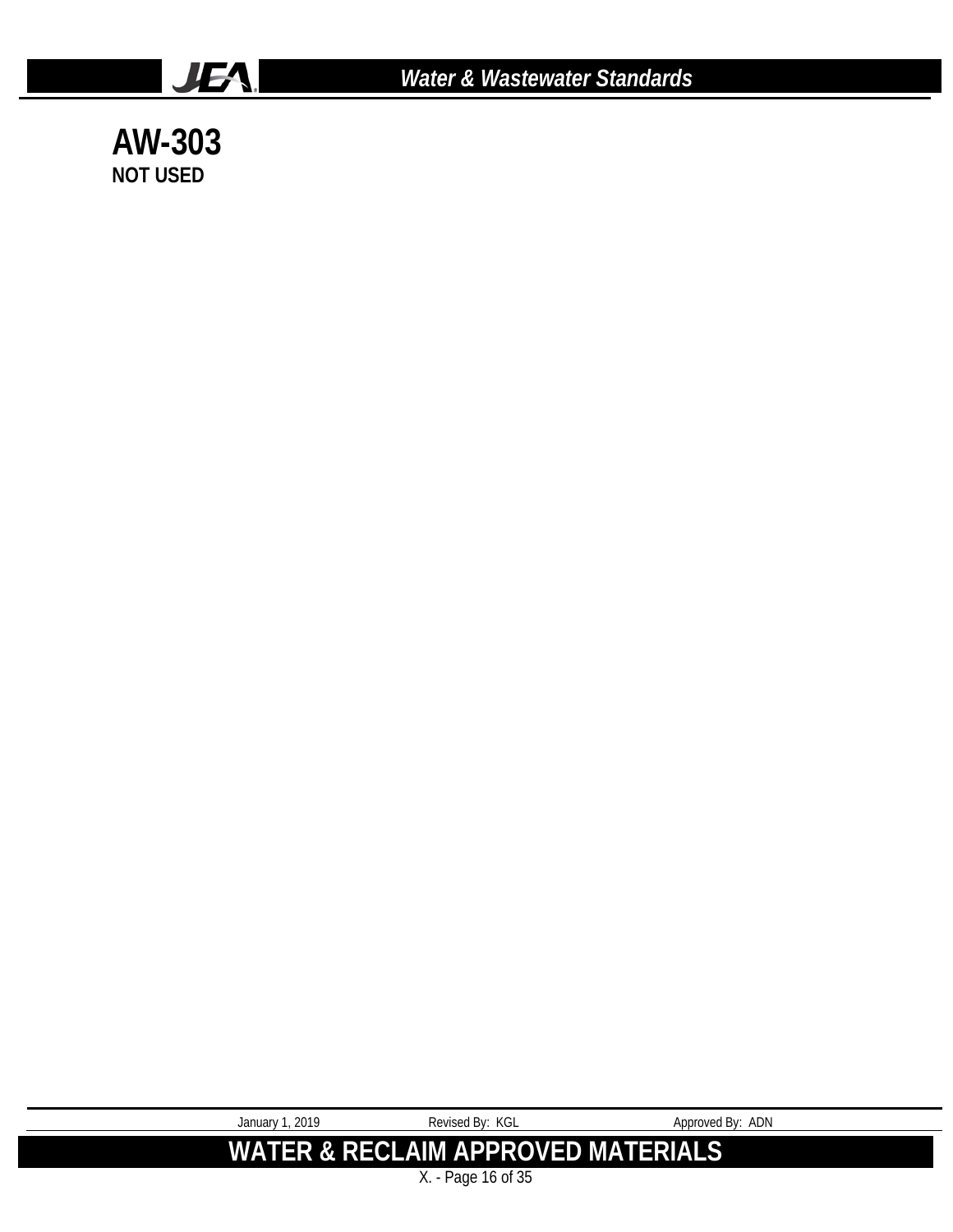# AW-303

**NOT USED**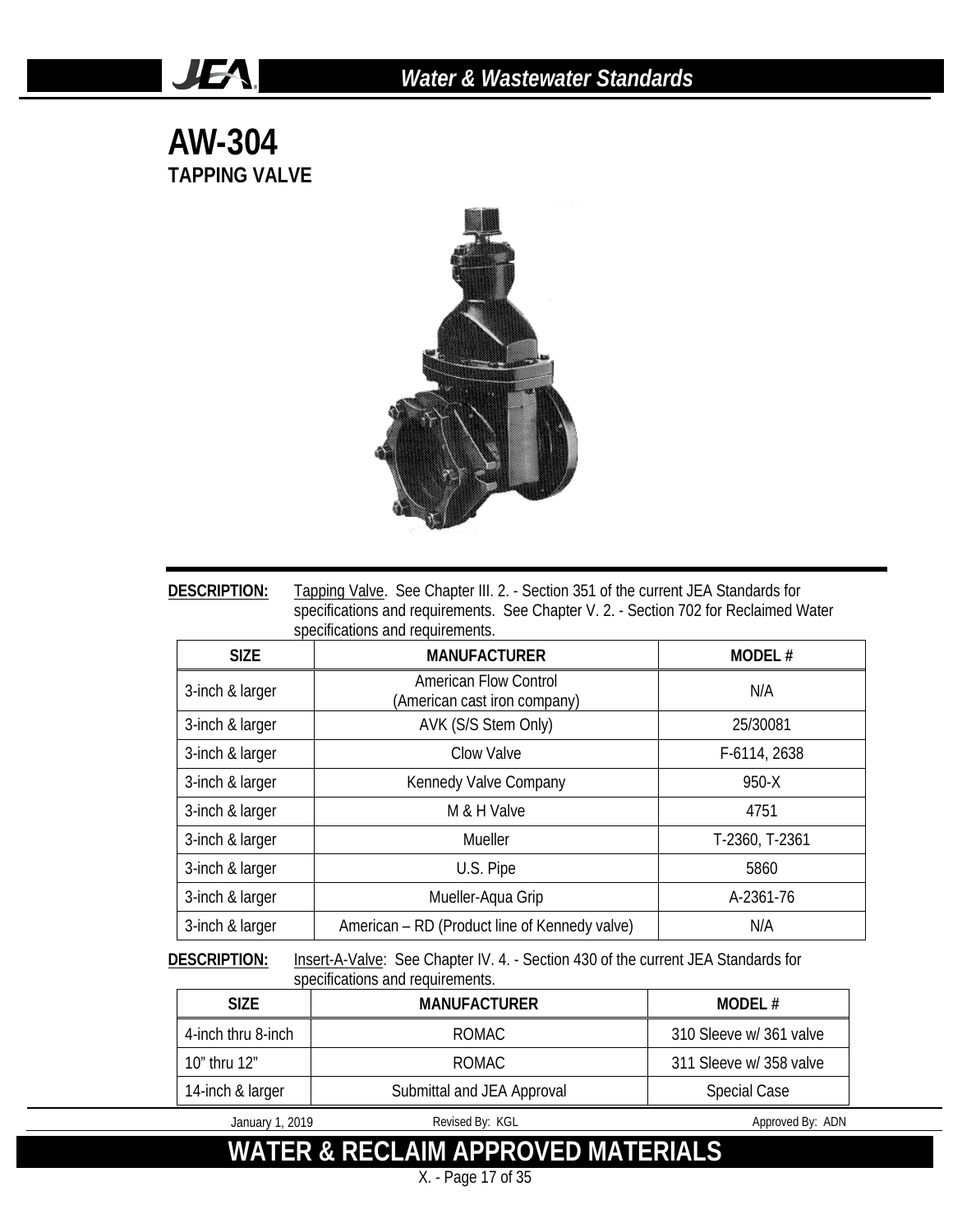# AW-304

## TAPPING VALVE

**DESCRIPTION:** Tapping Valve. See Chapter III. 2. - Section 351 of the current JEA Standards for specifications and requirements. See Chapter V. 2. - Section 702 for Reclaimed Water specifications and requirements.

| SIZE | MANUFACTURER | MODEL # |
|---|---|---|
| 3-inch & larger | American Flow Control (American cast iron company) | N/A |
| 3-inch & larger | AVK (S/S Stem Only) | 25/30081 |
| 3-inch & larger | Clow Valve | F-6114, 2638 |
| 3-inch & larger | Kennedy Valve Company | 950-X |
| 3-inch & larger | M & H Valve | 4751 |
| 3-inch & larger | Mueller | T-2360, T-2361 |
| 3-inch & larger | U.S. Pipe | 5860 |
| 3-inch & larger | Mueller-Aqua Grip | A-2361-76 |
| 3-inch & larger | American – RD (Product line of Kennedy valve) | N/A |

**DESCRIPTION:** Insert-A-Valve: See Chapter IV. 4. - Section 430 of the current JEA Standards for specifications and requirements.

| SIZE | MANUFACTURER | MODEL # |
|---|---|---|
| 4-inch thru 8-inch | ROMAC | 310 Sleeve w/ 361 valve |
| 10" thru 12" | ROMAC | 311 Sleeve w/ 358 valve |
| 14-inch & larger | Submittal and JEA Approval | Special Case |

January 1, 2019 Revised By: KGL Approved By: ADN

**WATER & RECLAIM APPROVED MATERIALS**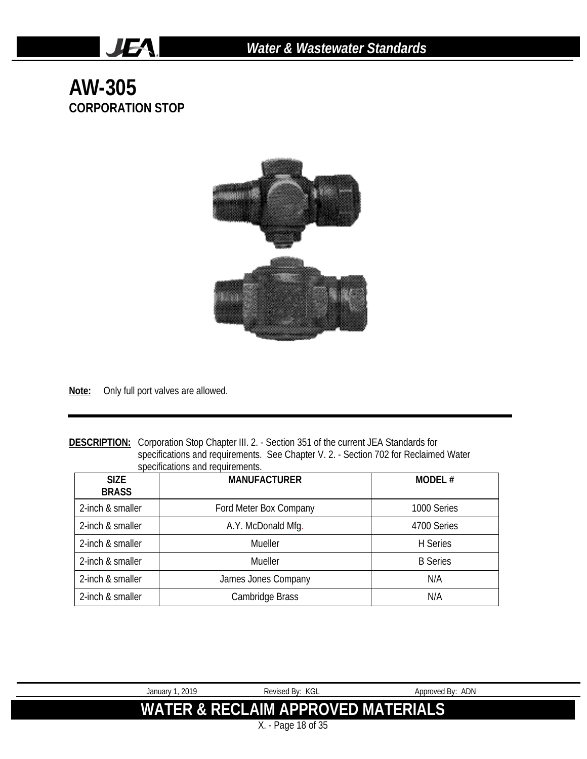# AW-305

## CORPORATION STOP

**Note:** Only full port valves are allowed.

**DESCRIPTION:** Corporation Stop Chapter III. 2. - Section 351 of the current JEA Standards for specifications and requirements. See Chapter V. 2. - Section 702 for Reclaimed Water specifications and requirements.

| SIZE BRASS | MANUFACTURER | MODEL # |
|---|---|---|
| 2-inch & smaller | Ford Meter Box Company | 1000 Series |
| 2-inch & smaller | A.Y. McDonald Mfg. | 4700 Series |
| 2-inch & smaller | Mueller | H Series |
| 2-inch & smaller | Mueller | B Series |
| 2-inch & smaller | James Jones Company | N/A |
| 2-inch & smaller | Cambridge Brass | N/A |

January 1, 2019 Revised By: KGL Approved By: ADN

**WATER & RECLAIM APPROVED MATERIALS**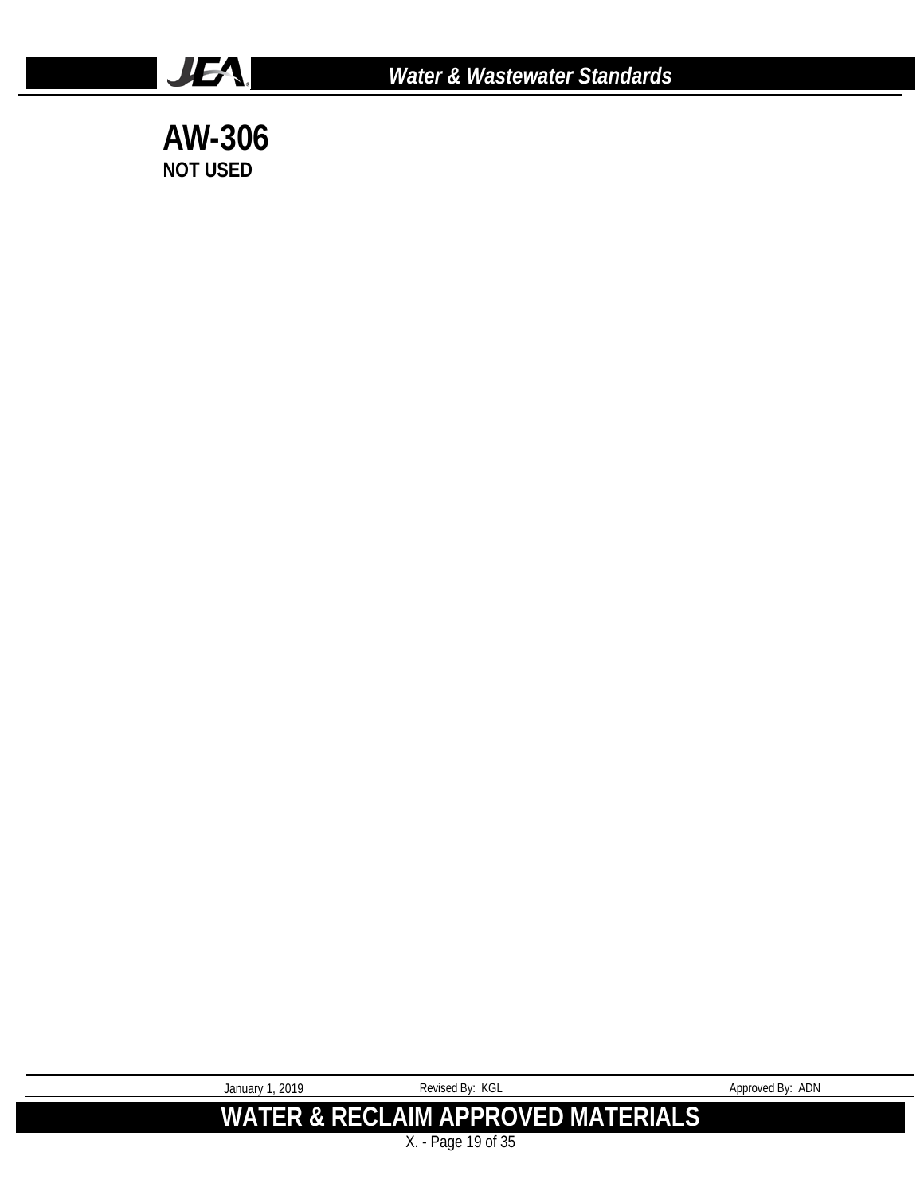# AW-306

**NOT USED**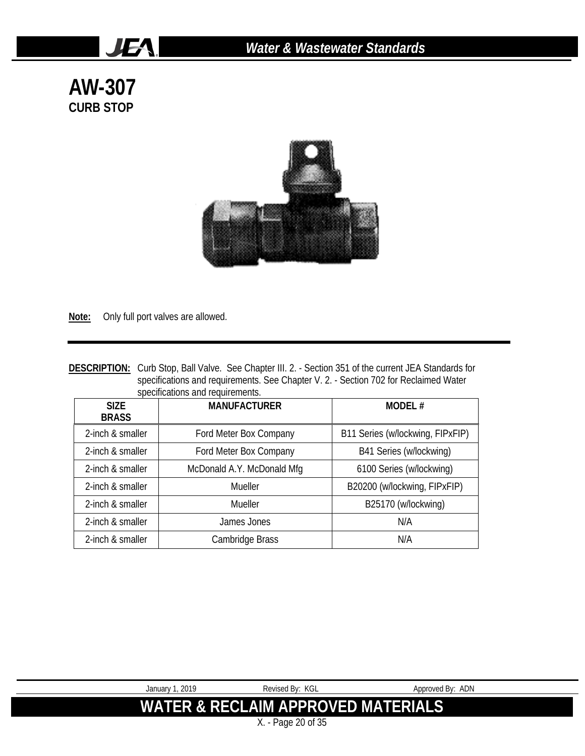# AW-307

## CURB STOP

**Note:** Only full port valves are allowed.

**DESCRIPTION:** Curb Stop, Ball Valve. See Chapter III. 2. - Section 351 of the current JEA Standards for specifications and requirements. See Chapter V. 2. - Section 702 for Reclaimed Water specifications and requirements.

| SIZE BRASS | MANUFACTURER | MODEL # |
|---|---|---|
| 2-inch & smaller | Ford Meter Box Company | B11 Series (w/lockwing, FIPxFIP) |
| 2-inch & smaller | Ford Meter Box Company | B41 Series (w/lockwing) |
| 2-inch & smaller | McDonald A.Y. McDonald Mfg | 6100 Series (w/lockwing) |
| 2-inch & smaller | Mueller | B20200 (w/lockwing, FIPxFIP) |
| 2-inch & smaller | Mueller | B25170 (w/lockwing) |
| 2-inch & smaller | James Jones | N/A |
| 2-inch & smaller | Cambridge Brass | N/A |

January 1, 2019 Revised By: KGL Approved By: ADN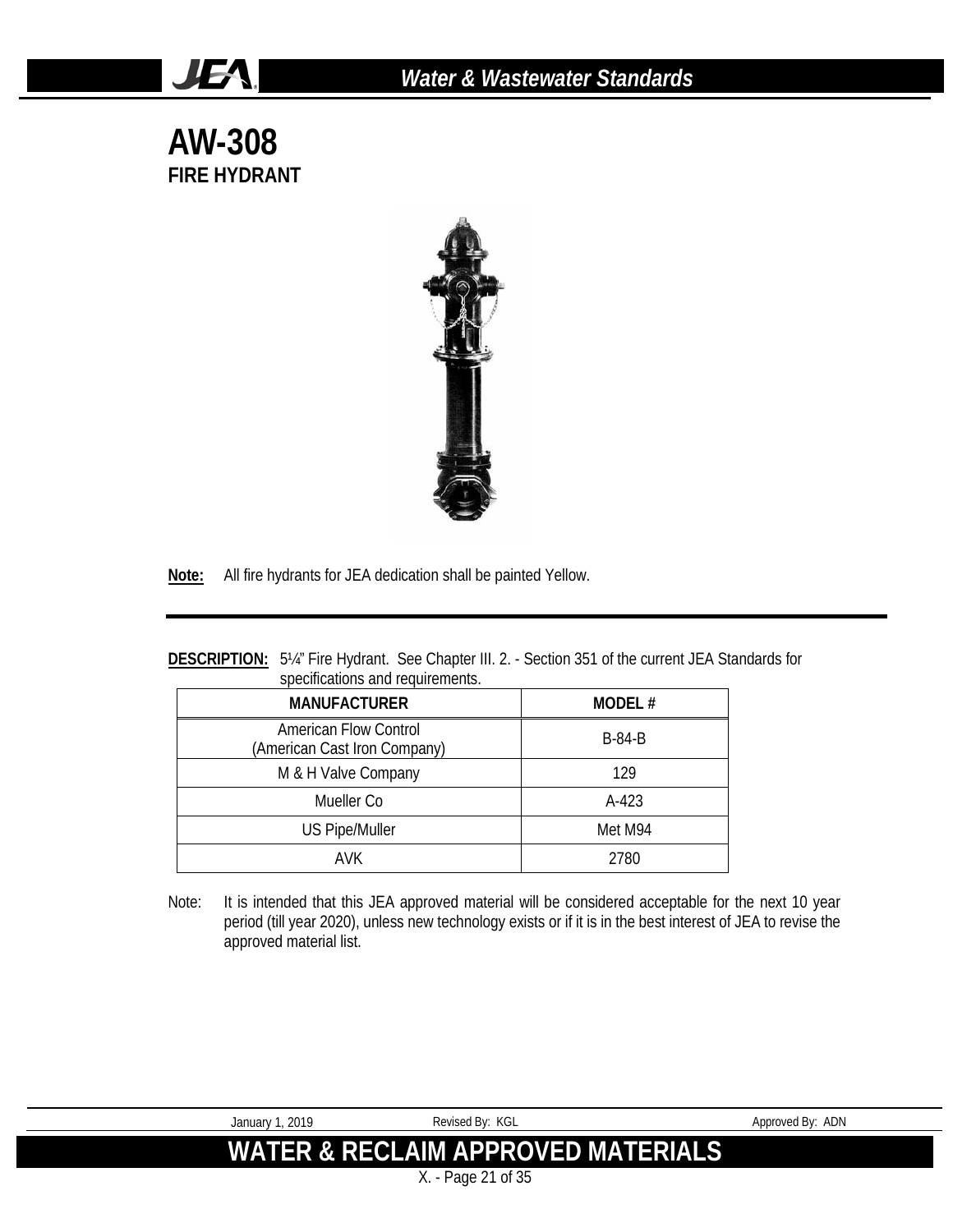# AW-308
## FIRE HYDRANT

**Note:** All fire hydrants for JEA dedication shall be painted Yellow.

**DESCRIPTION:** 5¼" Fire Hydrant. See Chapter III. 2. - Section 351 of the current JEA Standards for specifications and requirements.

| MANUFACTURER | MODEL # |
| --- | --- |
| American Flow Control (American Cast Iron Company) | B-84-B |
| M & H Valve Company | 129 |
| Mueller Co | A-423 |
| US Pipe/Muller | Met M94 |
| AVK | 2780 |

Note: It is intended that this JEA approved material will be considered acceptable for the next 10 year period (till year 2020), unless new technology exists or if it is in the best interest of JEA to revise the approved material list.

January 1, 2019 Revised By: KGL Approved By: ADN

**WATER & RECLAIM APPROVED MATERIALS**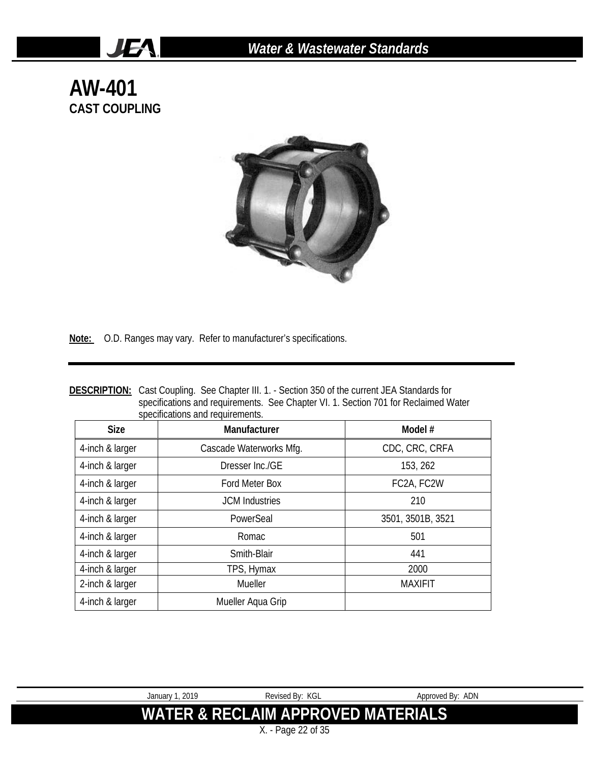# AW-401

## CAST COUPLING

**Note:** O.D. Ranges may vary. Refer to manufacturer's specifications.

**DESCRIPTION:** Cast Coupling. See Chapter III. 1. - Section 350 of the current JEA Standards for specifications and requirements. See Chapter VI. 1. Section 701 for Reclaimed Water specifications and requirements.

| Size | Manufacturer | Model # |
|---|---|---|
| 4-inch & larger | Cascade Waterworks Mfg. | CDC, CRC, CRFA |
| 4-inch & larger | Dresser Inc./GE | 153, 262 |
| 4-inch & larger | Ford Meter Box | FC2A, FC2W |
| 4-inch & larger | JCM Industries | 210 |
| 4-inch & larger | PowerSeal | 3501, 3501B, 3521 |
| 4-inch & larger | Romac | 501 |
| 4-inch & larger | Smith-Blair | 441 |
| 4-inch & larger | TPS, Hymax | 2000 |
| 2-inch & larger | Mueller | MAXIFIT |
| 4-inch & larger | Mueller Aqua Grip | |

January 1, 2019 Revised By: KGL Approved By: ADN

**WATER & RECLAIM APPROVED MATERIALS**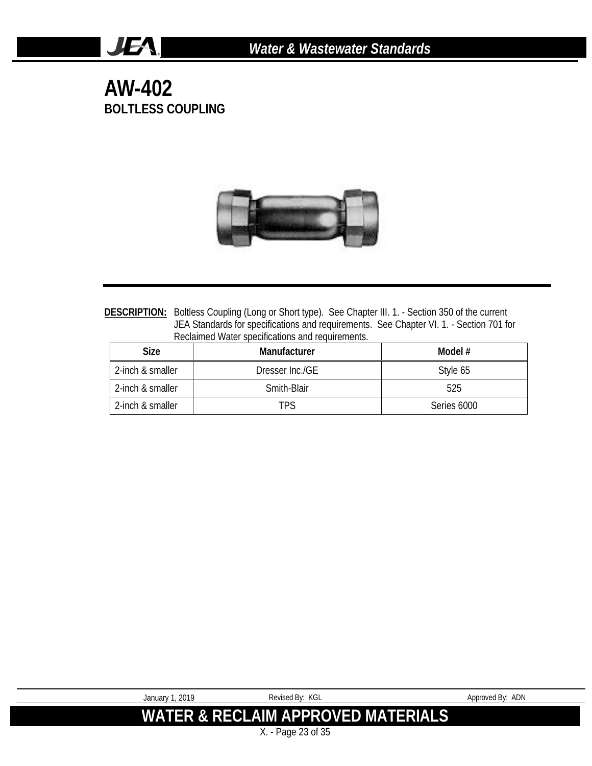# AW-402

## BOLTLESS COUPLING

**DESCRIPTION:** Boltless Coupling (Long or Short type). See Chapter III. 1. - Section 350 of the current JEA Standards for specifications and requirements. See Chapter VI. 1. - Section 701 for Reclaimed Water specifications and requirements.

| Size | Manufacturer | Model # |
|---|---|---|
| 2-inch & smaller | Dresser Inc./GE | Style 65 |
| 2-inch & smaller | Smith-Blair | 525 |
| 2-inch & smaller | TPS | Series 6000 |

January 1, 2019 Revised By: KGL Approved By: ADN

**WATER & RECLAIM APPROVED MATERIALS**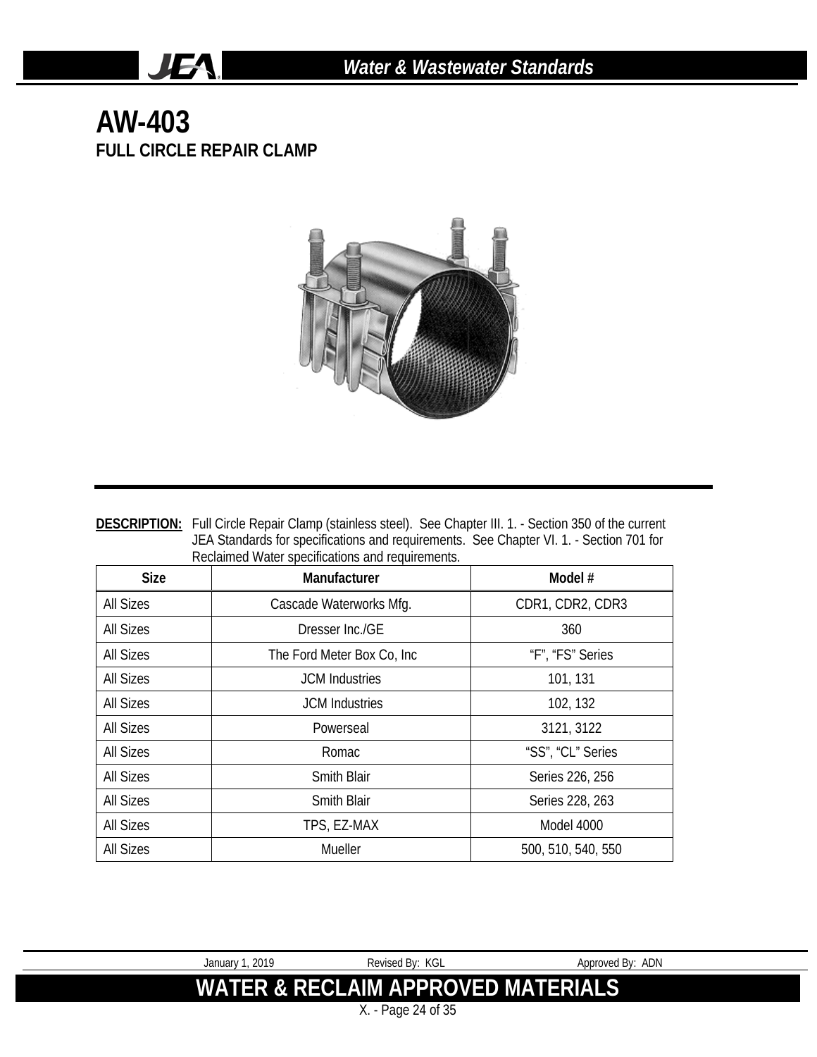# AW-403

## FULL CIRCLE REPAIR CLAMP

**DESCRIPTION:** Full Circle Repair Clamp (stainless steel). See Chapter III. 1. - Section 350 of the current JEA Standards for specifications and requirements. See Chapter VI. 1. - Section 701 for Reclaimed Water specifications and requirements.

| Size | Manufacturer | Model # |
|---|---|---|
| All Sizes | Cascade Waterworks Mfg. | CDR1, CDR2, CDR3 |
| All Sizes | Dresser Inc./GE | 360 |
| All Sizes | The Ford Meter Box Co, Inc | “F”, “FS” Series |
| All Sizes | JCM Industries | 101, 131 |
| All Sizes | JCM Industries | 102, 132 |
| All Sizes | Powerseal | 3121, 3122 |
| All Sizes | Romac | “SS”, “CL” Series |
| All Sizes | Smith Blair | Series 226, 256 |
| All Sizes | Smith Blair | Series 228, 263 |
| All Sizes | TPS, EZ-MAX | Model 4000 |
| All Sizes | Mueller | 500, 510, 540, 550 |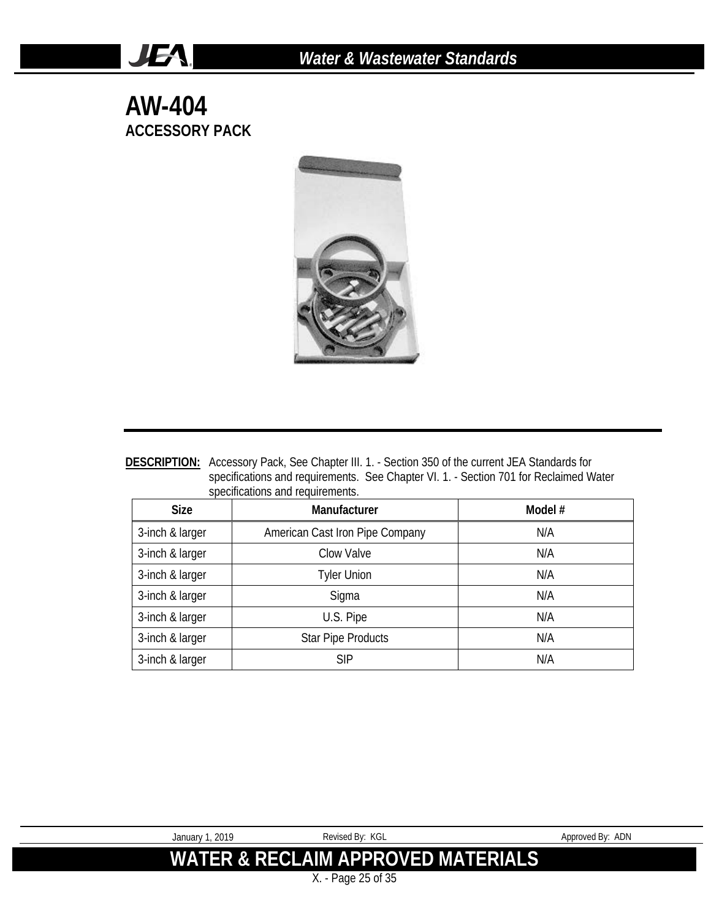# AW-404

## ACCESSORY PACK

**DESCRIPTION:** Accessory Pack, See Chapter III. 1. - Section 350 of the current JEA Standards for specifications and requirements. See Chapter VI. 1. - Section 701 for Reclaimed Water specifications and requirements.

| Size | Manufacturer | Model # |
|---|---|---|
| 3-inch & larger | American Cast Iron Pipe Company | N/A |
| 3-inch & larger | Clow Valve | N/A |
| 3-inch & larger | Tyler Union | N/A |
| 3-inch & larger | Sigma | N/A |
| 3-inch & larger | U.S. Pipe | N/A |
| 3-inch & larger | Star Pipe Products | N/A |
| 3-inch & larger | SIP | N/A |

January 1, 2019 Revised By: KGL Approved By: ADN

**WATER & RECLAIM APPROVED MATERIALS**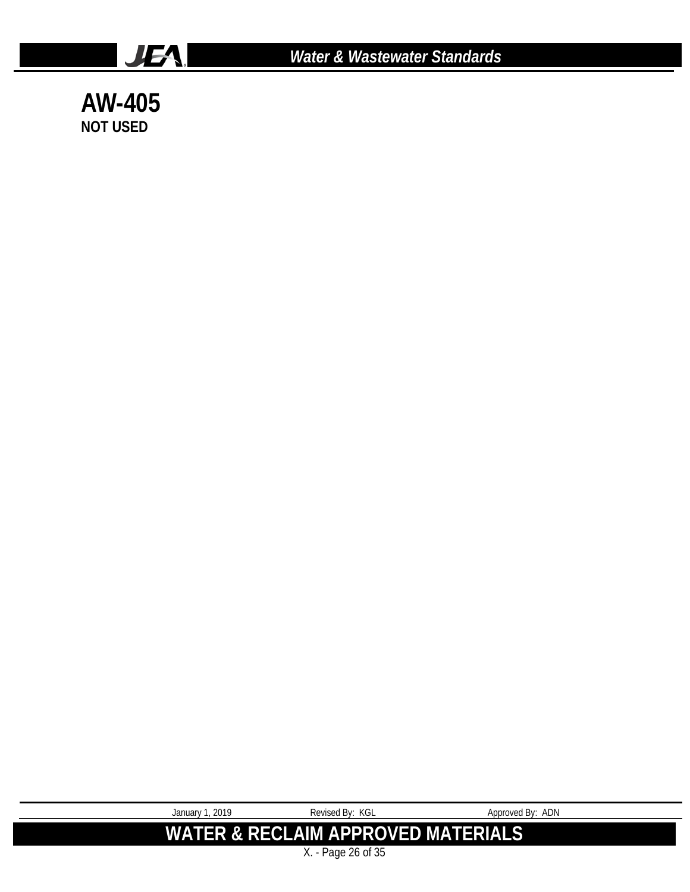# AW-405
**NOT USED**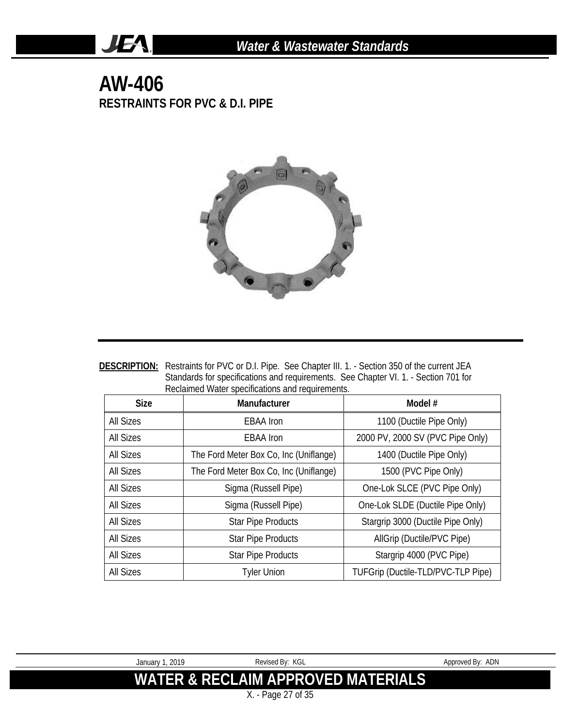# AW-406

## RESTRAINTS FOR PVC & D.I. PIPE

**DESCRIPTION:** Restraints for PVC or D.I. Pipe. See Chapter III. 1. - Section 350 of the current JEA Standards for specifications and requirements. See Chapter VI. 1. - Section 701 for Reclaimed Water specifications and requirements.

| Size | Manufacturer | Model # |
|---|---|---|
| All Sizes | EBAA Iron | 1100 (Ductile Pipe Only) |
| All Sizes | EBAA Iron | 2000 PV, 2000 SV (PVC Pipe Only) |
| All Sizes | The Ford Meter Box Co, Inc (Uniflange) | 1400 (Ductile Pipe Only) |
| All Sizes | The Ford Meter Box Co, Inc (Uniflange) | 1500 (PVC Pipe Only) |
| All Sizes | Sigma (Russell Pipe) | One-Lok SLCE (PVC Pipe Only) |
| All Sizes | Sigma (Russell Pipe) | One-Lok SLDE (Ductile Pipe Only) |
| All Sizes | Star Pipe Products | Stargrip 3000 (Ductile Pipe Only) |
| All Sizes | Star Pipe Products | AllGrip (Ductile/PVC Pipe) |
| All Sizes | Star Pipe Products | Stargrip 4000 (PVC Pipe) |
| All Sizes | Tyler Union | TUFGrip (Ductile-TLD/PVC-TLP Pipe) |

January 1, 2019 Revised By: KGL Approved By: ADN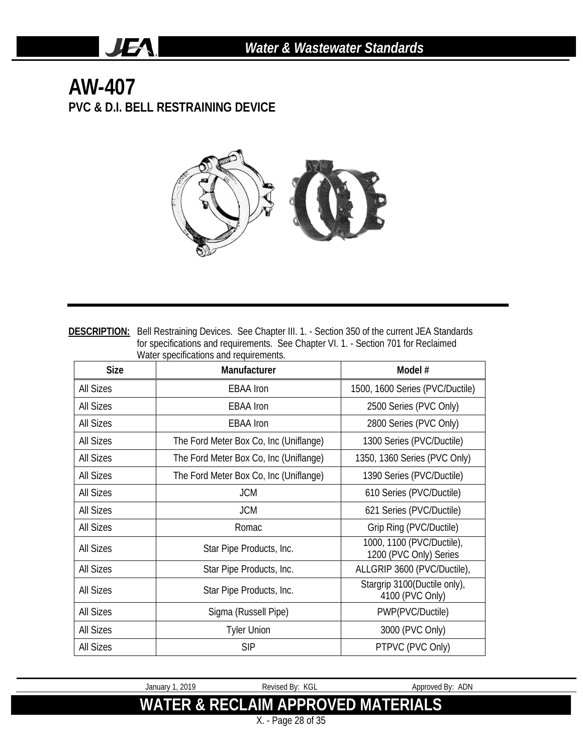# AW-407

## PVC & D.I. BELL RESTRAINING DEVICE

**DESCRIPTION:** Bell Restraining Devices. See Chapter III. 1. - Section 350 of the current JEA Standards for specifications and requirements. See Chapter VI. 1. - Section 701 for Reclaimed Water specifications and requirements.

| Size | Manufacturer | Model # |
|---|---|---|
| All Sizes | EBAA Iron | 1500, 1600 Series (PVC/Ductile) |
| All Sizes | EBAA Iron | 2500 Series (PVC Only) |
| All Sizes | EBAA Iron | 2800 Series (PVC Only) |
| All Sizes | The Ford Meter Box Co, Inc (Uniflange) | 1300 Series (PVC/Ductile) |
| All Sizes | The Ford Meter Box Co, Inc (Uniflange) | 1350, 1360 Series (PVC Only) |
| All Sizes | The Ford Meter Box Co, Inc (Uniflange) | 1390 Series (PVC/Ductile) |
| All Sizes | JCM | 610 Series (PVC/Ductile) |
| All Sizes | JCM | 621 Series (PVC/Ductile) |
| All Sizes | Romac | Grip Ring (PVC/Ductile) |
| All Sizes | Star Pipe Products, Inc. | 1000, 1100 (PVC/Ductile), 1200 (PVC Only) Series |
| All Sizes | Star Pipe Products, Inc. | ALLGRIP 3600 (PVC/Ductile), |
| All Sizes | Star Pipe Products, Inc. | Stargrip 3100(Ductile only), 4100 (PVC Only) |
| All Sizes | Sigma (Russell Pipe) | PWP(PVC/Ductile) |
| All Sizes | Tyler Union | 3000 (PVC Only) |
| All Sizes | SIP | PTPVC (PVC Only) |

January 1, 2019 Revised By: KGL Approved By: ADN

**WATER & RECLAIM APPROVED MATERIALS**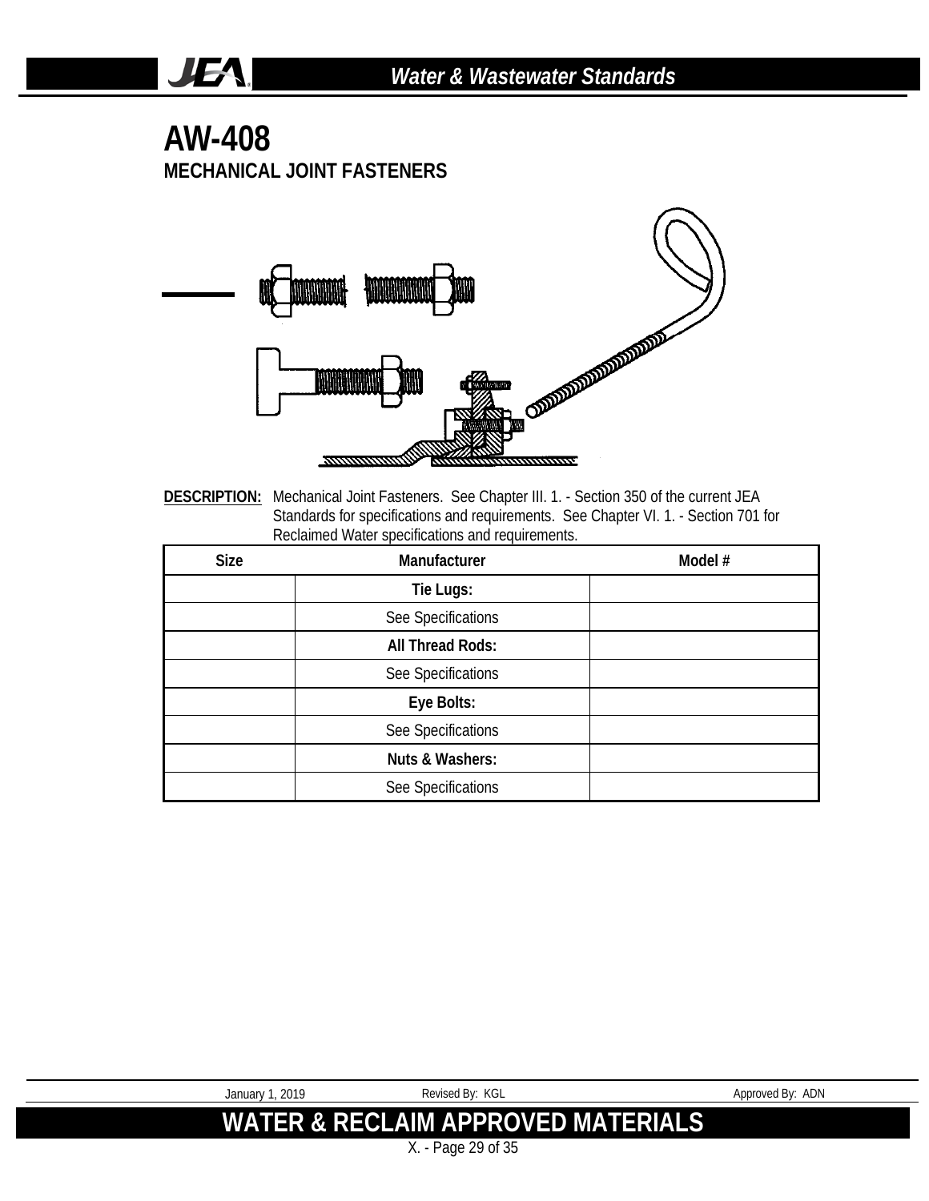# AW-408

## MECHANICAL JOINT FASTENERS

**DESCRIPTION:** Mechanical Joint Fasteners. See Chapter III. 1. - Section 350 of the current JEA Standards for specifications and requirements. See Chapter VI. 1. - Section 701 for Reclaimed Water specifications and requirements.

| Size | Manufacturer | Model # |
|---|---|---|
| | **Tie Lugs:** | |
| | See Specifications | |
| | **All Thread Rods:** | |
| | See Specifications | |
| | **Eye Bolts:** | |
| | See Specifications | |
| | **Nuts & Washers:** | |
| | See Specifications | |

January 1, 2019 Revised By: KGL Approved By: ADN

**WATER & RECLAIM APPROVED MATERIALS**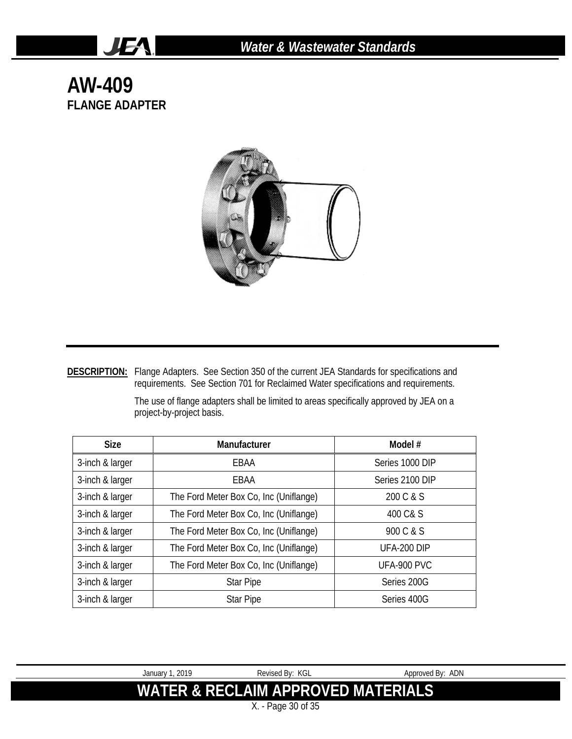# AW-409

## FLANGE ADAPTER

**DESCRIPTION:** Flange Adapters. See Section 350 of the current JEA Standards for specifications and requirements. See Section 701 for Reclaimed Water specifications and requirements.

The use of flange adapters shall be limited to areas specifically approved by JEA on a project-by-project basis.

| Size | Manufacturer | Model # |
|---|---|---|
| 3-inch & larger | EBAA | Series 1000 DIP |
| 3-inch & larger | EBAA | Series 2100 DIP |
| 3-inch & larger | The Ford Meter Box Co, Inc (Uniflange) | 200 C & S |
| 3-inch & larger | The Ford Meter Box Co, Inc (Uniflange) | 400 C& S |
| 3-inch & larger | The Ford Meter Box Co, Inc (Uniflange) | 900 C & S |
| 3-inch & larger | The Ford Meter Box Co, Inc (Uniflange) | UFA-200 DIP |
| 3-inch & larger | The Ford Meter Box Co, Inc (Uniflange) | UFA-900 PVC |
| 3-inch & larger | Star Pipe | Series 200G |
| 3-inch & larger | Star Pipe | Series 400G |

January 1, 2019 Revised By: KGL Approved By: ADN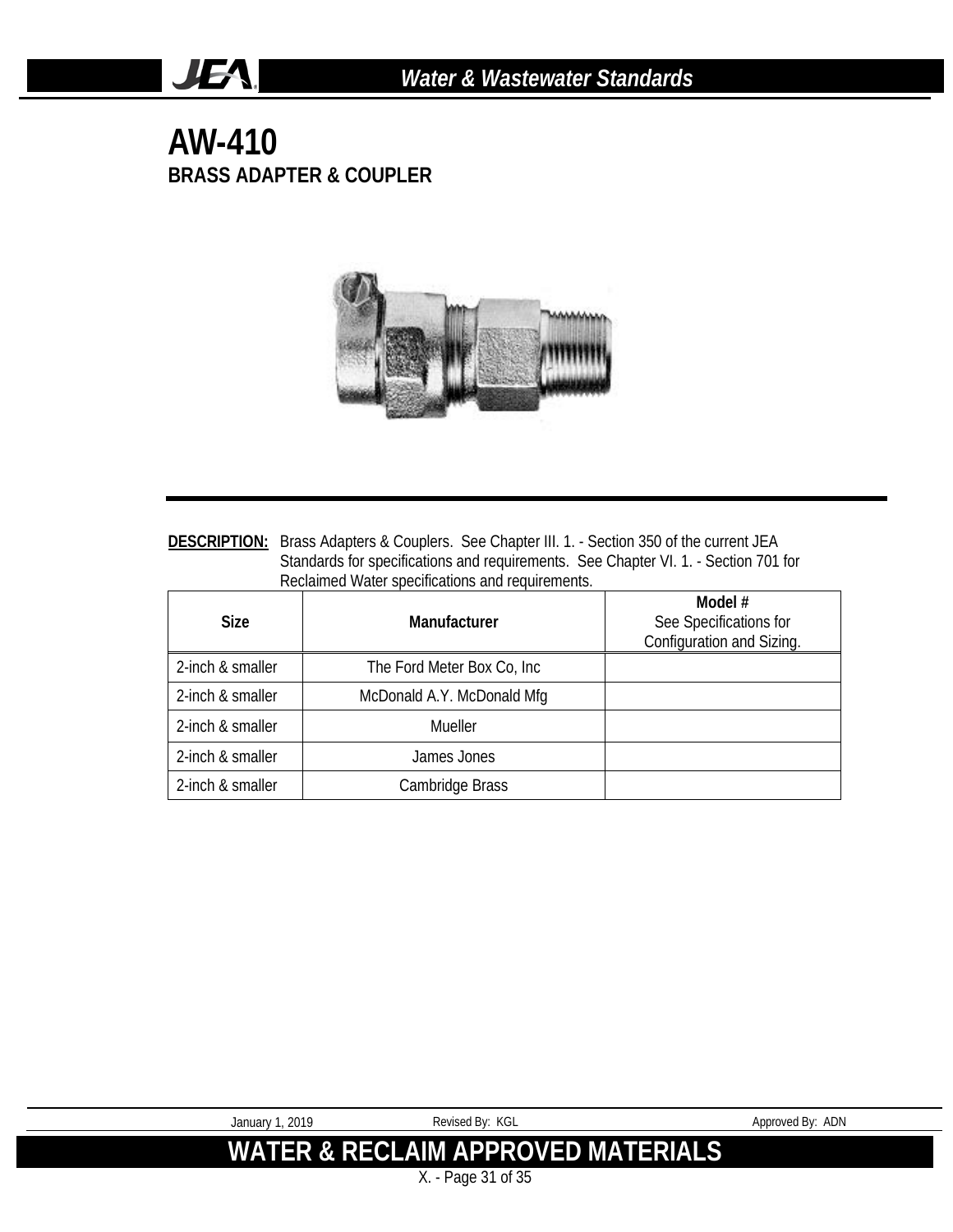# AW-410

## BRASS ADAPTER & COUPLER

**DESCRIPTION:** Brass Adapters & Couplers. See Chapter III. 1. - Section 350 of the current JEA Standards for specifications and requirements. See Chapter VI. 1. - Section 701 for Reclaimed Water specifications and requirements.

| Size | Manufacturer | Model # See Specifications for Configuration and Sizing. |
|---|---|---|
| 2-inch & smaller | The Ford Meter Box Co, Inc | |
| 2-inch & smaller | McDonald A.Y. McDonald Mfg | |
| 2-inch & smaller | Mueller | |
| 2-inch & smaller | James Jones | |
| 2-inch & smaller | Cambridge Brass | |

January 1, 2019 Revised By: KGL Approved By: ADN

**WATER & RECLAIM APPROVED MATERIALS**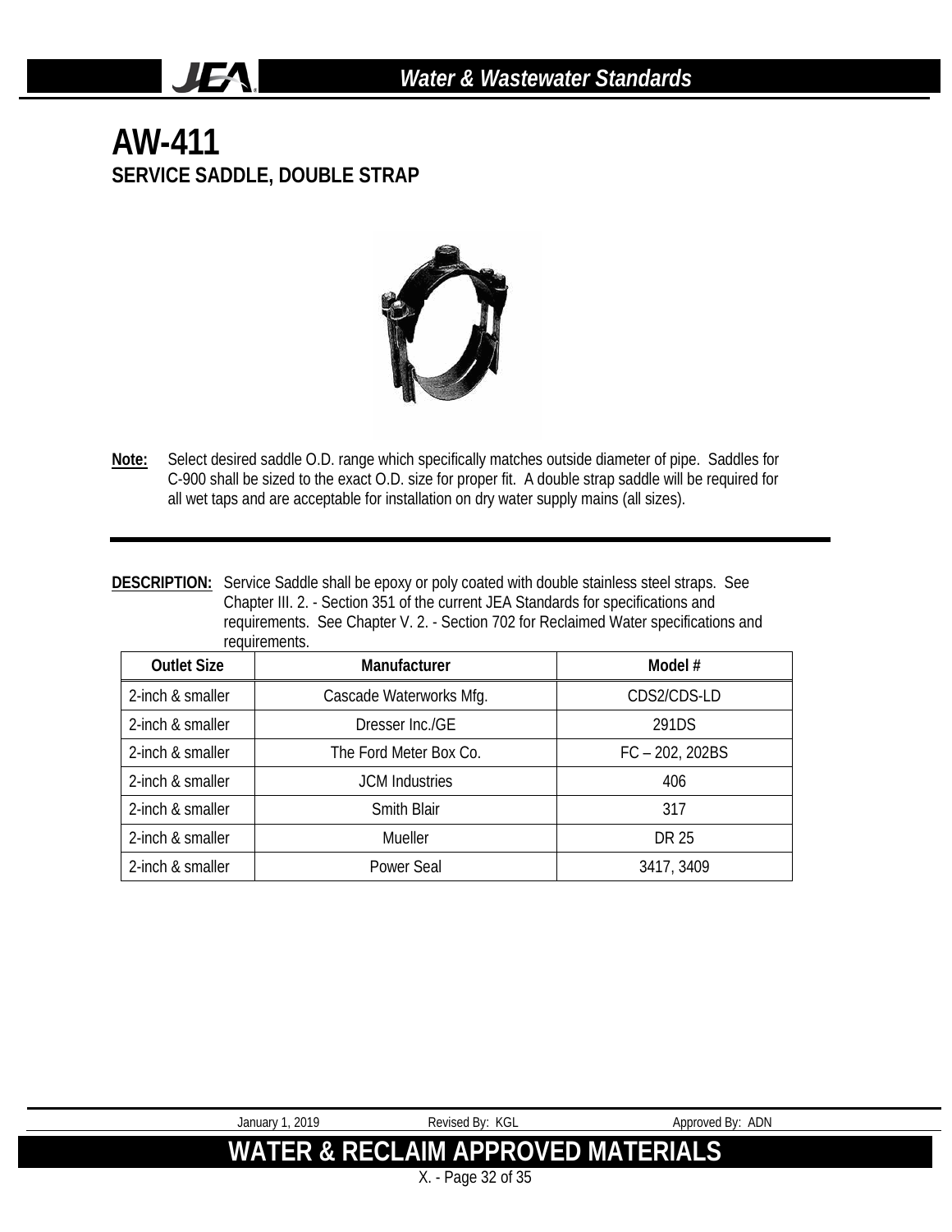# AW-411

## SERVICE SADDLE, DOUBLE STRAP

**Note:** Select desired saddle O.D. range which specifically matches outside diameter of pipe. Saddles for C-900 shall be sized to the exact O.D. size for proper fit. A double strap saddle will be required for all wet taps and are acceptable for installation on dry water supply mains (all sizes).

**DESCRIPTION:** Service Saddle shall be epoxy or poly coated with double stainless steel straps. See Chapter III. 2. - Section 351 of the current JEA Standards for specifications and requirements. See Chapter V. 2. - Section 702 for Reclaimed Water specifications and requirements.

| Outlet Size | Manufacturer | Model # |
|---|---|---|
| 2-inch & smaller | Cascade Waterworks Mfg. | CDS2/CDS-LD |
| 2-inch & smaller | Dresser Inc./GE | 291DS |
| 2-inch & smaller | The Ford Meter Box Co. | FC – 202, 202BS |
| 2-inch & smaller | JCM Industries | 406 |
| 2-inch & smaller | Smith Blair | 317 |
| 2-inch & smaller | Mueller | DR 25 |
| 2-inch & smaller | Power Seal | 3417, 3409 |

January 1, 2019 Revised By: KGL Approved By: ADN

**WATER & RECLAIM APPROVED MATERIALS**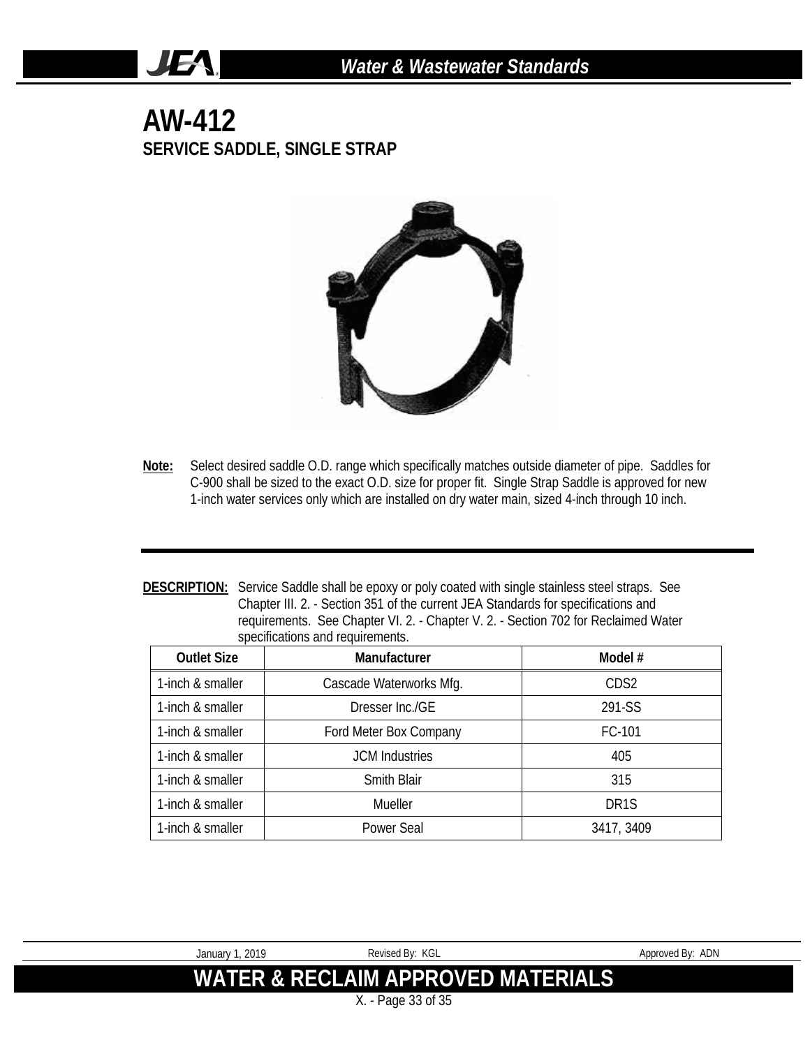# AW-412

## SERVICE SADDLE, SINGLE STRAP

**Note:** Select desired saddle O.D. range which specifically matches outside diameter of pipe. Saddles for C-900 shall be sized to the exact O.D. size for proper fit. Single Strap Saddle is approved for new 1-inch water services only which are installed on dry water main, sized 4-inch through 10 inch.

**DESCRIPTION:** Service Saddle shall be epoxy or poly coated with single stainless steel straps. See Chapter III. 2. - Section 351 of the current JEA Standards for specifications and requirements. See Chapter VI. 2. - Chapter V. 2. - Section 702 for Reclaimed Water specifications and requirements.

| Outlet Size | Manufacturer | Model # |
|---|---|---|
| 1-inch & smaller | Cascade Waterworks Mfg. | CDS2 |
| 1-inch & smaller | Dresser Inc./GE | 291-SS |
| 1-inch & smaller | Ford Meter Box Company | FC-101 |
| 1-inch & smaller | JCM Industries | 405 |
| 1-inch & smaller | Smith Blair | 315 |
| 1-inch & smaller | Mueller | DR1S |
| 1-inch & smaller | Power Seal | 3417, 3409 |

January 1, 2019 Revised By: KGL Approved By: ADN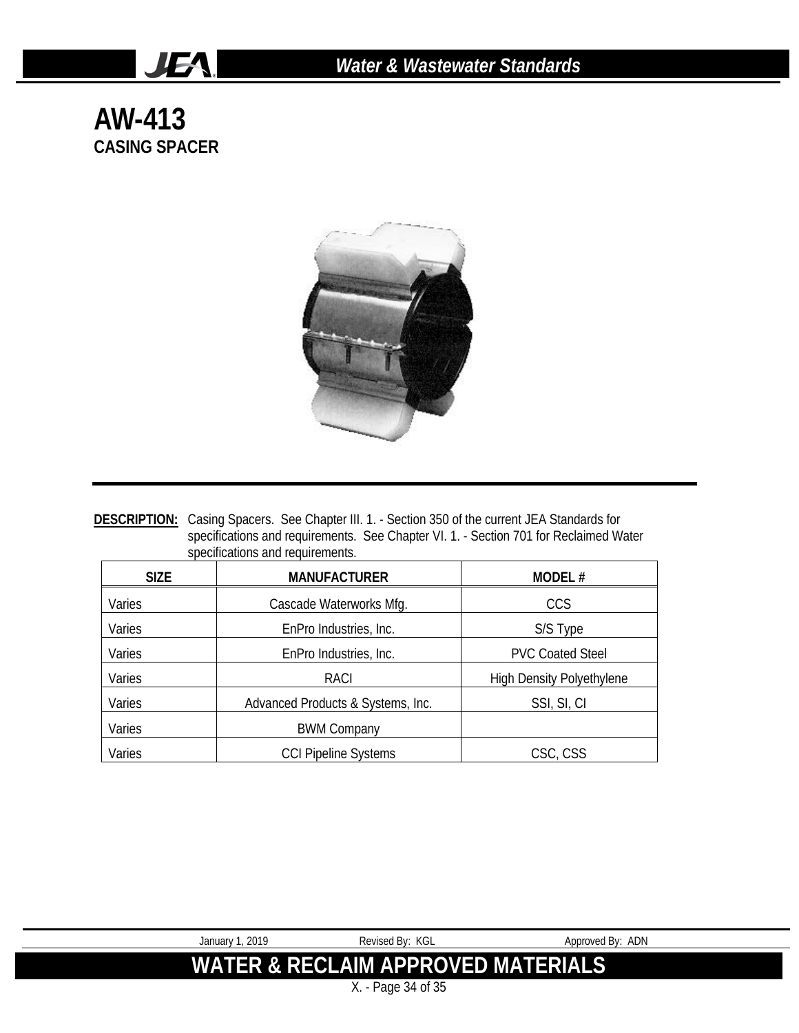# AW-413
## CASING SPACER

**DESCRIPTION:** Casing Spacers. See Chapter III. 1. - Section 350 of the current JEA Standards for specifications and requirements. See Chapter VI. 1. - Section 701 for Reclaimed Water specifications and requirements.

| SIZE | MANUFACTURER | MODEL # |
|---|---|---|
| Varies | Cascade Waterworks Mfg. | CCS |
| Varies | EnPro Industries, Inc. | S/S Type |
| Varies | EnPro Industries, Inc. | PVC Coated Steel |
| Varies | RACI | High Density Polyethylene |
| Varies | Advanced Products & Systems, Inc. | SSI, SI, CI |
| Varies | BWM Company | |
| Varies | CCI Pipeline Systems | CSC, CSS |

January 1, 2019 Revised By: KGL Approved By: ADN

**WATER & RECLAIM APPROVED MATERIALS**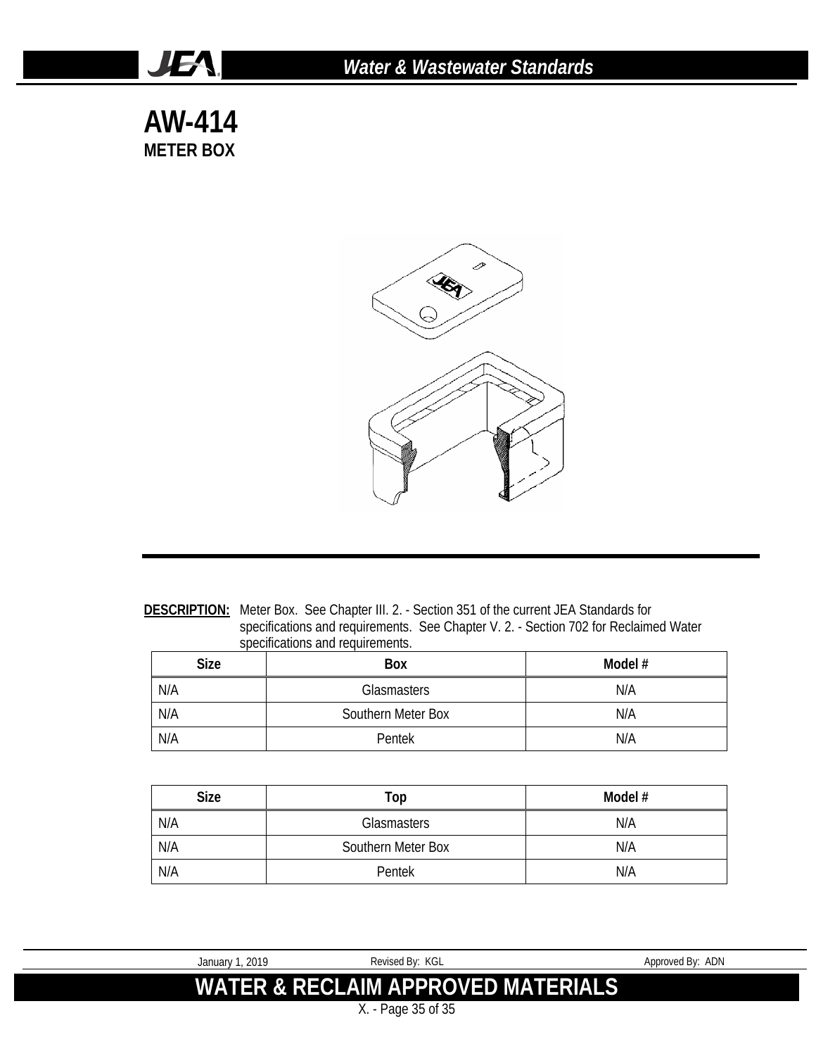# AW-414

## METER BOX

**DESCRIPTION:** Meter Box. See Chapter III. 2. - Section 351 of the current JEA Standards for specifications and requirements. See Chapter V. 2. - Section 702 for Reclaimed Water specifications and requirements.

| Size | Box | Model # |
|---|---|---|
| N/A | Glasmasters | N/A |
| N/A | Southern Meter Box | N/A |
| N/A | Pentek | N/A |

| Size | Top | Model # |
|---|---|---|
| N/A | Glasmasters | N/A |
| N/A | Southern Meter Box | N/A |
| N/A | Pentek | N/A |

January 1, 2019 Revised By: KGL Approved By: ADN

**WATER & RECLAIM APPROVED MATERIALS**